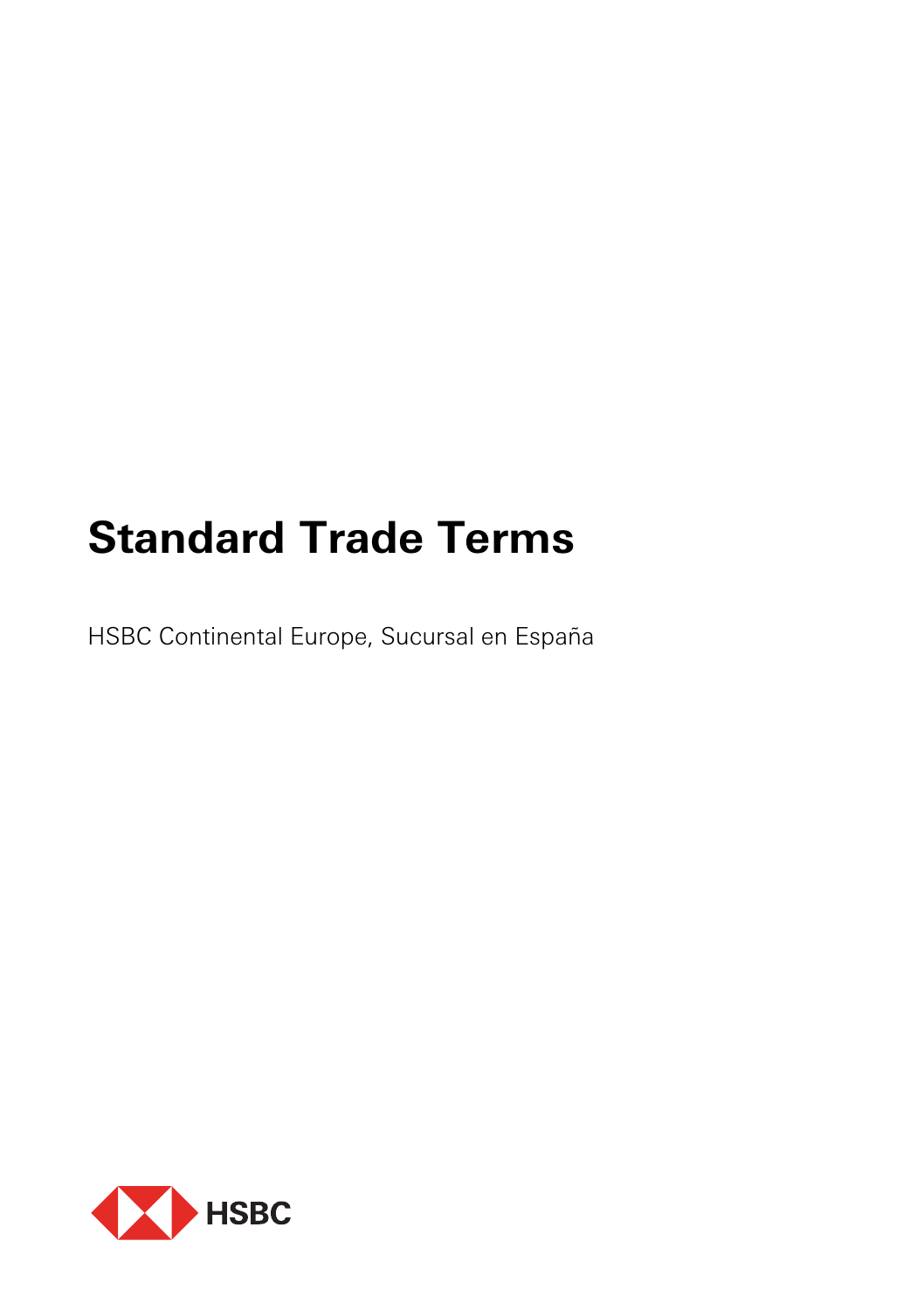# Standard Trade Terms

HSBC Continental Europe, Sucursal en España

HSBC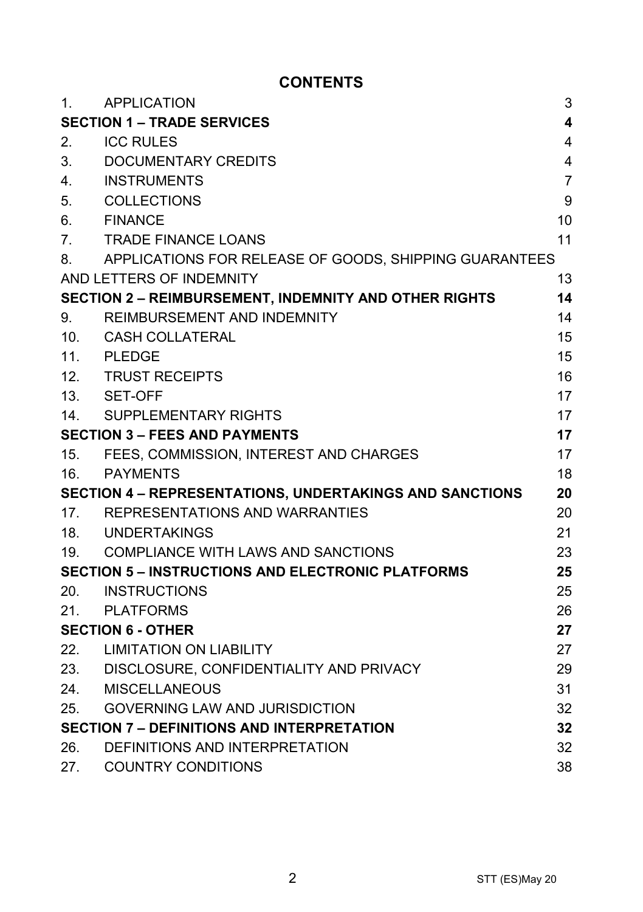## CONTENTS

| | | |
|---|---|---|
| 1. | APPLICATION | 3 |
| **SECTION 1 – TRADE SERVICES** | | **4** |
| 2. | ICC RULES | 4 |
| 3. | DOCUMENTARY CREDITS | 4 |
| 4. | INSTRUMENTS | 7 |
| 5. | COLLECTIONS | 9 |
| 6. | FINANCE | 10 |
| 7. | TRADE FINANCE LOANS | 11 |
| 8. | APPLICATIONS FOR RELEASE OF GOODS, SHIPPING GUARANTEES AND LETTERS OF INDEMNITY | 13 |
| **SECTION 2 – REIMBURSEMENT, INDEMNITY AND OTHER RIGHTS** | | **14** |
| 9. | REIMBURSEMENT AND INDEMNITY | 14 |
| 10. | CASH COLLATERAL | 15 |
| 11. | PLEDGE | 15 |
| 12. | TRUST RECEIPTS | 16 |
| 13. | SET-OFF | 17 |
| 14. | SUPPLEMENTARY RIGHTS | 17 |
| **SECTION 3 – FEES AND PAYMENTS** | | **17** |
| 15. | FEES, COMMISSION, INTEREST AND CHARGES | 17 |
| 16. | PAYMENTS | 18 |
| **SECTION 4 – REPRESENTATIONS, UNDERTAKINGS AND SANCTIONS** | | **20** |
| 17. | REPRESENTATIONS AND WARRANTIES | 20 |
| 18. | UNDERTAKINGS | 21 |
| 19. | COMPLIANCE WITH LAWS AND SANCTIONS | 23 |
| **SECTION 5 – INSTRUCTIONS AND ELECTRONIC PLATFORMS** | | **25** |
| 20. | INSTRUCTIONS | 25 |
| 21. | PLATFORMS | 26 |
| **SECTION 6 - OTHER** | | **27** |
| 22. | LIMITATION ON LIABILITY | 27 |
| 23. | DISCLOSURE, CONFIDENTIALITY AND PRIVACY | 29 |
| 24. | MISCELLANEOUS | 31 |
| 25. | GOVERNING LAW AND JURISDICTION | 32 |
| **SECTION 7 – DEFINITIONS AND INTERPRETATION** | | **32** |
| 26. | DEFINITIONS AND INTERPRETATION | 32 |
| 27. | COUNTRY CONDITIONS | 38 |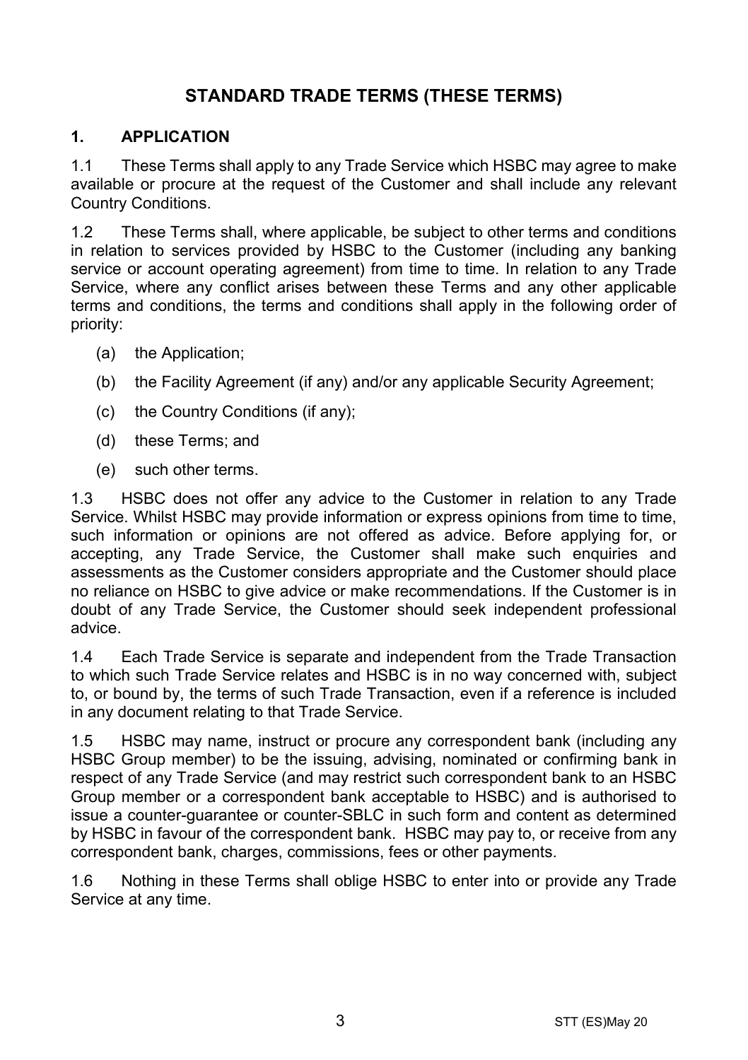# STANDARD TRADE TERMS (THESE TERMS)

## 1. APPLICATION

1.1 These Terms shall apply to any Trade Service which HSBC may agree to make available or procure at the request of the Customer and shall include any relevant Country Conditions.

1.2 These Terms shall, where applicable, be subject to other terms and conditions in relation to services provided by HSBC to the Customer (including any banking service or account operating agreement) from time to time. In relation to any Trade Service, where any conflict arises between these Terms and any other applicable terms and conditions, the terms and conditions shall apply in the following order of priority:

(a) the Application;

(b) the Facility Agreement (if any) and/or any applicable Security Agreement;

(c) the Country Conditions (if any);

(d) these Terms; and

(e) such other terms.

1.3 HSBC does not offer any advice to the Customer in relation to any Trade Service. Whilst HSBC may provide information or express opinions from time to time, such information or opinions are not offered as advice. Before applying for, or accepting, any Trade Service, the Customer shall make such enquiries and assessments as the Customer considers appropriate and the Customer should place no reliance on HSBC to give advice or make recommendations. If the Customer is in doubt of any Trade Service, the Customer should seek independent professional advice.

1.4 Each Trade Service is separate and independent from the Trade Transaction to which such Trade Service relates and HSBC is in no way concerned with, subject to, or bound by, the terms of such Trade Transaction, even if a reference is included in any document relating to that Trade Service.

1.5 HSBC may name, instruct or procure any correspondent bank (including any HSBC Group member) to be the issuing, advising, nominated or confirming bank in respect of any Trade Service (and may restrict such correspondent bank to an HSBC Group member or a correspondent bank acceptable to HSBC) and is authorised to issue a counter-guarantee or counter-SBLC in such form and content as determined by HSBC in favour of the correspondent bank. HSBC may pay to, or receive from any correspondent bank, charges, commissions, fees or other payments.

1.6 Nothing in these Terms shall oblige HSBC to enter into or provide any Trade Service at any time.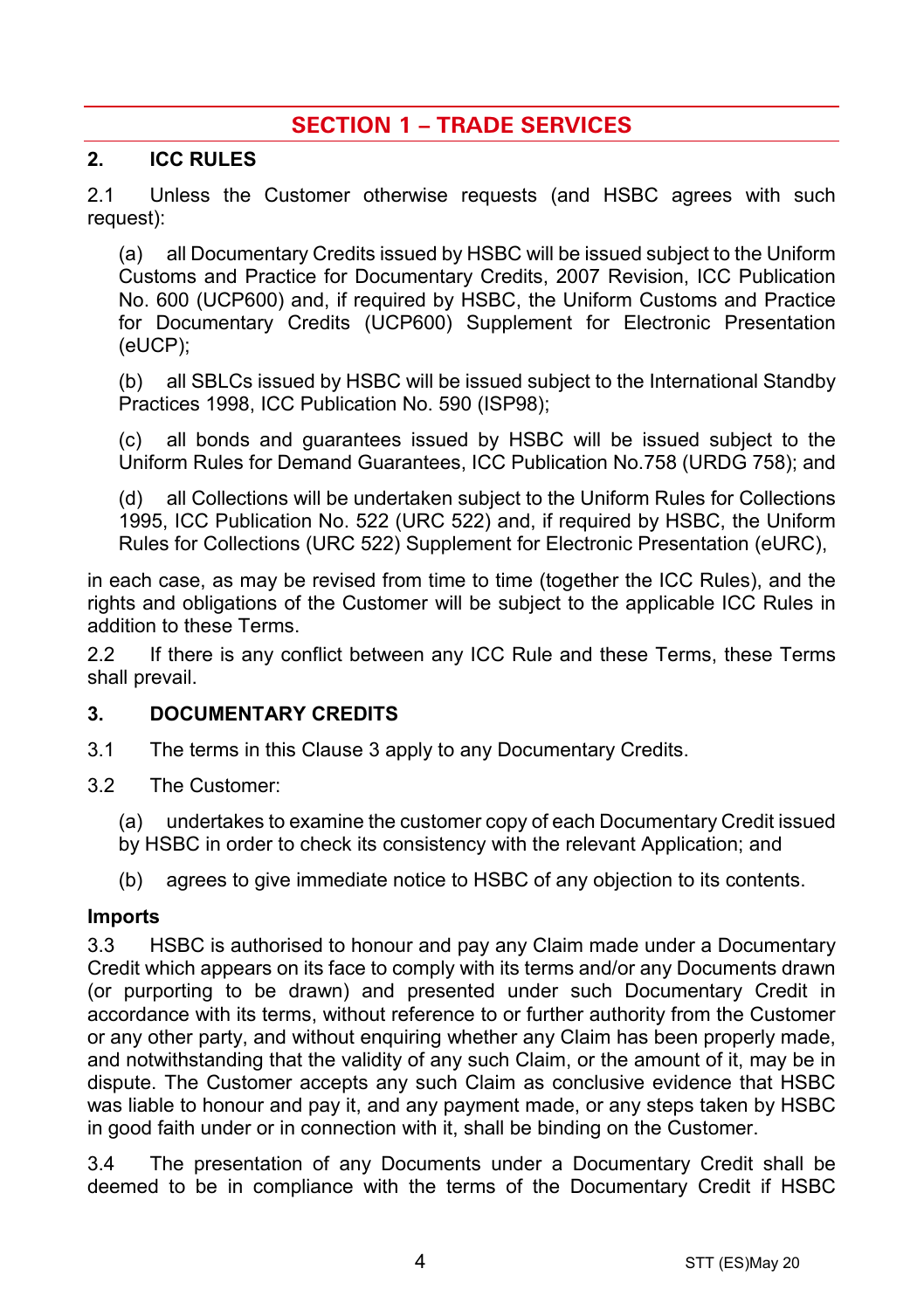## SECTION 1 – TRADE SERVICES

### 2. ICC RULES

2.1 Unless the Customer otherwise requests (and HSBC agrees with such request):

(a) all Documentary Credits issued by HSBC will be issued subject to the Uniform Customs and Practice for Documentary Credits, 2007 Revision, ICC Publication No. 600 (UCP600) and, if required by HSBC, the Uniform Customs and Practice for Documentary Credits (UCP600) Supplement for Electronic Presentation (eUCP);

(b) all SBLCs issued by HSBC will be issued subject to the International Standby Practices 1998, ICC Publication No. 590 (ISP98);

(c) all bonds and guarantees issued by HSBC will be issued subject to the Uniform Rules for Demand Guarantees, ICC Publication No.758 (URDG 758); and

(d) all Collections will be undertaken subject to the Uniform Rules for Collections 1995, ICC Publication No. 522 (URC 522) and, if required by HSBC, the Uniform Rules for Collections (URC 522) Supplement for Electronic Presentation (eURC),

in each case, as may be revised from time to time (together the ICC Rules), and the rights and obligations of the Customer will be subject to the applicable ICC Rules in addition to these Terms.

2.2 If there is any conflict between any ICC Rule and these Terms, these Terms shall prevail.

### 3. DOCUMENTARY CREDITS

3.1 The terms in this Clause 3 apply to any Documentary Credits.

3.2 The Customer:

(a) undertakes to examine the customer copy of each Documentary Credit issued by HSBC in order to check its consistency with the relevant Application; and

(b) agrees to give immediate notice to HSBC of any objection to its contents.

**Imports**

3.3 HSBC is authorised to honour and pay any Claim made under a Documentary Credit which appears on its face to comply with its terms and/or any Documents drawn (or purporting to be drawn) and presented under such Documentary Credit in accordance with its terms, without reference to or further authority from the Customer or any other party, and without enquiring whether any Claim has been properly made, and notwithstanding that the validity of any such Claim, or the amount of it, may be in dispute. The Customer accepts any such Claim as conclusive evidence that HSBC was liable to honour and pay it, and any payment made, or any steps taken by HSBC in good faith under or in connection with it, shall be binding on the Customer.

3.4 The presentation of any Documents under a Documentary Credit shall be deemed to be in compliance with the terms of the Documentary Credit if HSBC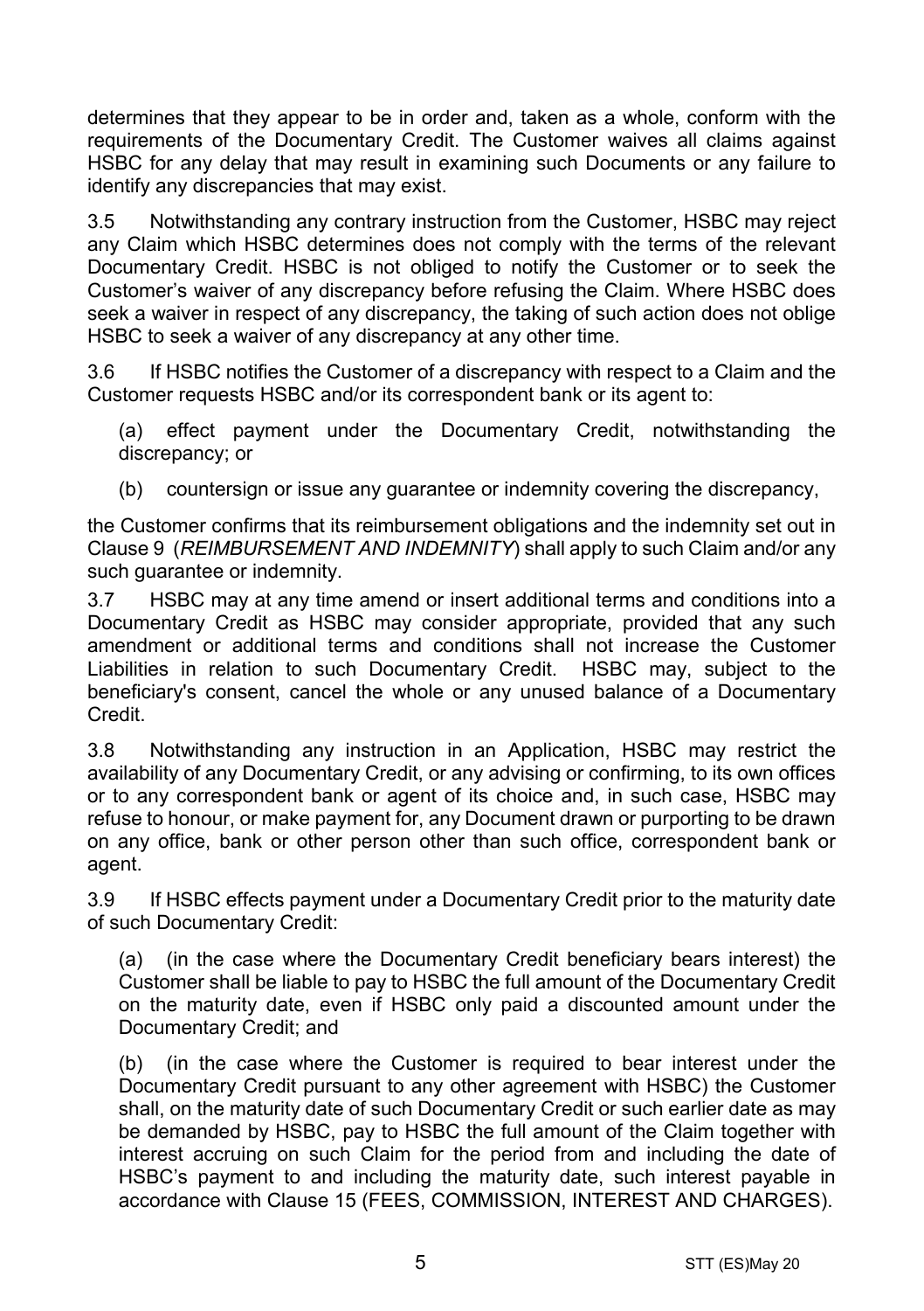determines that they appear to be in order and, taken as a whole, conform with the requirements of the Documentary Credit. The Customer waives all claims against HSBC for any delay that may result in examining such Documents or any failure to identify any discrepancies that may exist.

3.5 Notwithstanding any contrary instruction from the Customer, HSBC may reject any Claim which HSBC determines does not comply with the terms of the relevant Documentary Credit. HSBC is not obliged to notify the Customer or to seek the Customer's waiver of any discrepancy before refusing the Claim. Where HSBC does seek a waiver in respect of any discrepancy, the taking of such action does not oblige HSBC to seek a waiver of any discrepancy at any other time.

3.6 If HSBC notifies the Customer of a discrepancy with respect to a Claim and the Customer requests HSBC and/or its correspondent bank or its agent to:

(a) effect payment under the Documentary Credit, notwithstanding the discrepancy; or

(b) countersign or issue any guarantee or indemnity covering the discrepancy,

the Customer confirms that its reimbursement obligations and the indemnity set out in Clause 9 (*REIMBURSEMENT AND INDEMNITY*) shall apply to such Claim and/or any such guarantee or indemnity.

3.7 HSBC may at any time amend or insert additional terms and conditions into a Documentary Credit as HSBC may consider appropriate, provided that any such amendment or additional terms and conditions shall not increase the Customer Liabilities in relation to such Documentary Credit. HSBC may, subject to the beneficiary's consent, cancel the whole or any unused balance of a Documentary Credit.

3.8 Notwithstanding any instruction in an Application, HSBC may restrict the availability of any Documentary Credit, or any advising or confirming, to its own offices or to any correspondent bank or agent of its choice and, in such case, HSBC may refuse to honour, or make payment for, any Document drawn or purporting to be drawn on any office, bank or other person other than such office, correspondent bank or agent.

3.9 If HSBC effects payment under a Documentary Credit prior to the maturity date of such Documentary Credit:

(a) (in the case where the Documentary Credit beneficiary bears interest) the Customer shall be liable to pay to HSBC the full amount of the Documentary Credit on the maturity date, even if HSBC only paid a discounted amount under the Documentary Credit; and

(b) (in the case where the Customer is required to bear interest under the Documentary Credit pursuant to any other agreement with HSBC) the Customer shall, on the maturity date of such Documentary Credit or such earlier date as may be demanded by HSBC, pay to HSBC the full amount of the Claim together with interest accruing on such Claim for the period from and including the date of HSBC's payment to and including the maturity date, such interest payable in accordance with Clause 15 (FEES, COMMISSION, INTEREST AND CHARGES).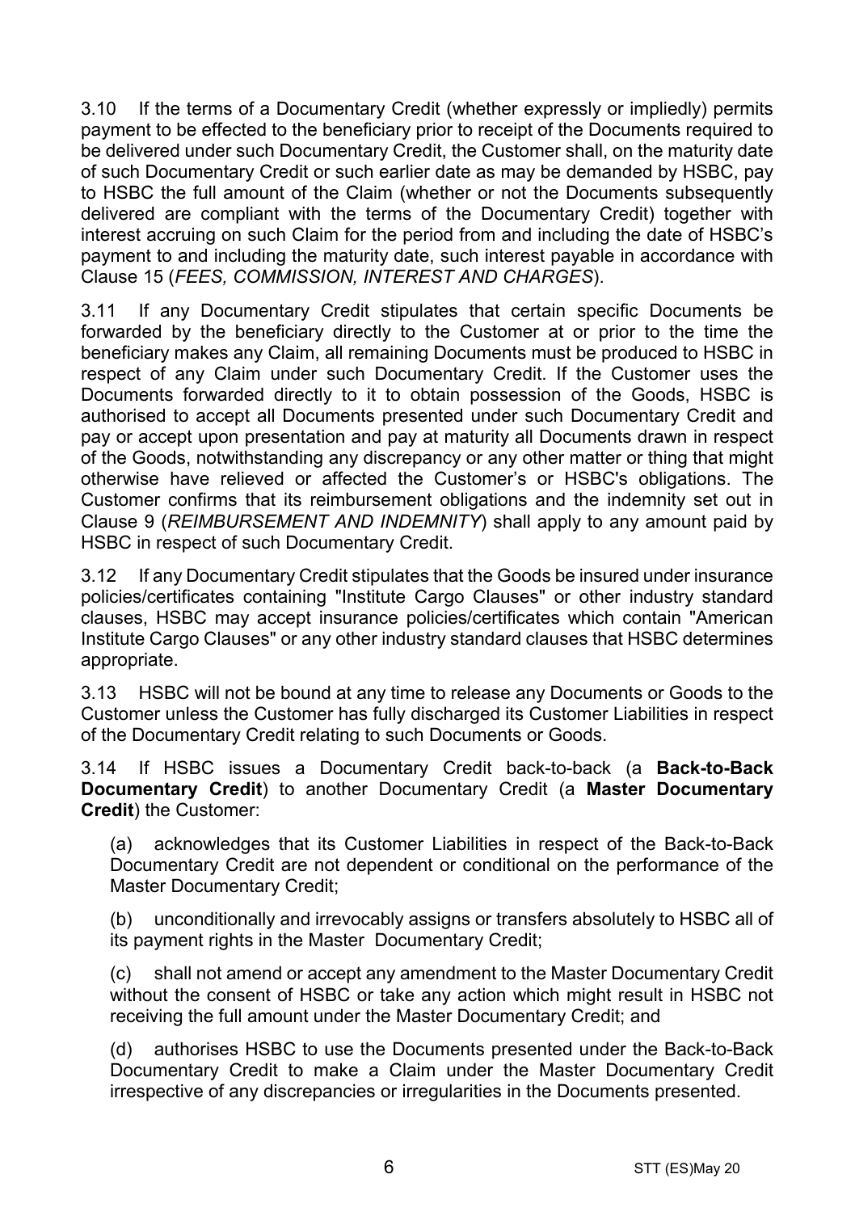3.10 If the terms of a Documentary Credit (whether expressly or impliedly) permits payment to be effected to the beneficiary prior to receipt of the Documents required to be delivered under such Documentary Credit, the Customer shall, on the maturity date of such Documentary Credit or such earlier date as may be demanded by HSBC, pay to HSBC the full amount of the Claim (whether or not the Documents subsequently delivered are compliant with the terms of the Documentary Credit) together with interest accruing on such Claim for the period from and including the date of HSBC's payment to and including the maturity date, such interest payable in accordance with Clause 15 (*FEES, COMMISSION, INTEREST AND CHARGES*).

3.11 If any Documentary Credit stipulates that certain specific Documents be forwarded by the beneficiary directly to the Customer at or prior to the time the beneficiary makes any Claim, all remaining Documents must be produced to HSBC in respect of any Claim under such Documentary Credit. If the Customer uses the Documents forwarded directly to it to obtain possession of the Goods, HSBC is authorised to accept all Documents presented under such Documentary Credit and pay or accept upon presentation and pay at maturity all Documents drawn in respect of the Goods, notwithstanding any discrepancy or any other matter or thing that might otherwise have relieved or affected the Customer's or HSBC's obligations. The Customer confirms that its reimbursement obligations and the indemnity set out in Clause 9 (*REIMBURSEMENT AND INDEMNITY*) shall apply to any amount paid by HSBC in respect of such Documentary Credit.

3.12 If any Documentary Credit stipulates that the Goods be insured under insurance policies/certificates containing "Institute Cargo Clauses" or other industry standard clauses, HSBC may accept insurance policies/certificates which contain "American Institute Cargo Clauses" or any other industry standard clauses that HSBC determines appropriate.

3.13 HSBC will not be bound at any time to release any Documents or Goods to the Customer unless the Customer has fully discharged its Customer Liabilities in respect of the Documentary Credit relating to such Documents or Goods.

3.14 If HSBC issues a Documentary Credit back-to-back (a **Back-to-Back Documentary Credit**) to another Documentary Credit (a **Master Documentary Credit**) the Customer:

(a) acknowledges that its Customer Liabilities in respect of the Back-to-Back Documentary Credit are not dependent or conditional on the performance of the Master Documentary Credit;

(b) unconditionally and irrevocably assigns or transfers absolutely to HSBC all of its payment rights in the Master Documentary Credit;

(c) shall not amend or accept any amendment to the Master Documentary Credit without the consent of HSBC or take any action which might result in HSBC not receiving the full amount under the Master Documentary Credit; and

(d) authorises HSBC to use the Documents presented under the Back-to-Back Documentary Credit to make a Claim under the Master Documentary Credit irrespective of any discrepancies or irregularities in the Documents presented.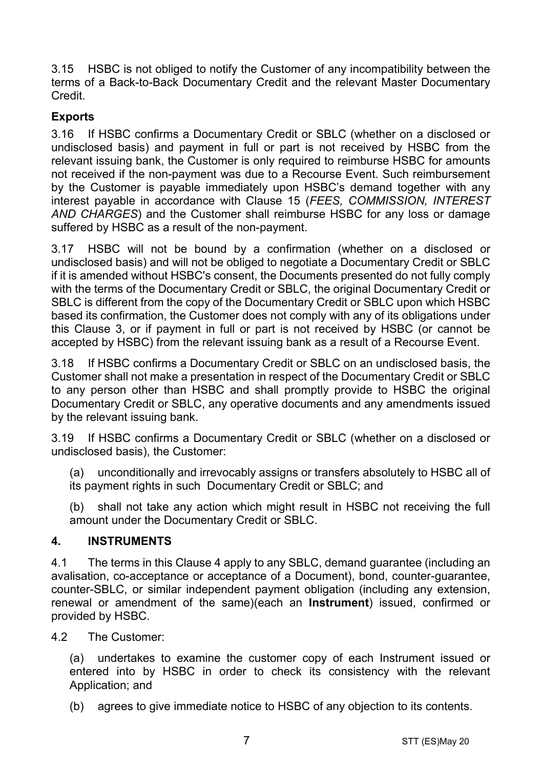3.15 HSBC is not obliged to notify the Customer of any incompatibility between the terms of a Back-to-Back Documentary Credit and the relevant Master Documentary Credit.

**Exports**

3.16 If HSBC confirms a Documentary Credit or SBLC (whether on a disclosed or undisclosed basis) and payment in full or part is not received by HSBC from the relevant issuing bank, the Customer is only required to reimburse HSBC for amounts not received if the non-payment was due to a Recourse Event. Such reimbursement by the Customer is payable immediately upon HSBC's demand together with any interest payable in accordance with Clause 15 (*FEES, COMMISSION, INTEREST AND CHARGES*) and the Customer shall reimburse HSBC for any loss or damage suffered by HSBC as a result of the non-payment.

3.17 HSBC will not be bound by a confirmation (whether on a disclosed or undisclosed basis) and will not be obliged to negotiate a Documentary Credit or SBLC if it is amended without HSBC's consent, the Documents presented do not fully comply with the terms of the Documentary Credit or SBLC, the original Documentary Credit or SBLC is different from the copy of the Documentary Credit or SBLC upon which HSBC based its confirmation, the Customer does not comply with any of its obligations under this Clause 3, or if payment in full or part is not received by HSBC (or cannot be accepted by HSBC) from the relevant issuing bank as a result of a Recourse Event.

3.18 If HSBC confirms a Documentary Credit or SBLC on an undisclosed basis, the Customer shall not make a presentation in respect of the Documentary Credit or SBLC to any person other than HSBC and shall promptly provide to HSBC the original Documentary Credit or SBLC, any operative documents and any amendments issued by the relevant issuing bank.

3.19 If HSBC confirms a Documentary Credit or SBLC (whether on a disclosed or undisclosed basis), the Customer:

(a) unconditionally and irrevocably assigns or transfers absolutely to HSBC all of its payment rights in such Documentary Credit or SBLC; and

(b) shall not take any action which might result in HSBC not receiving the full amount under the Documentary Credit or SBLC.

## 4. INSTRUMENTS

4.1 The terms in this Clause 4 apply to any SBLC, demand guarantee (including an avalisation, co-acceptance or acceptance of a Document), bond, counter-guarantee, counter-SBLC, or similar independent payment obligation (including any extension, renewal or amendment of the same)(each an **Instrument**) issued, confirmed or provided by HSBC.

4.2 The Customer:

(a) undertakes to examine the customer copy of each Instrument issued or entered into by HSBC in order to check its consistency with the relevant Application; and

(b) agrees to give immediate notice to HSBC of any objection to its contents.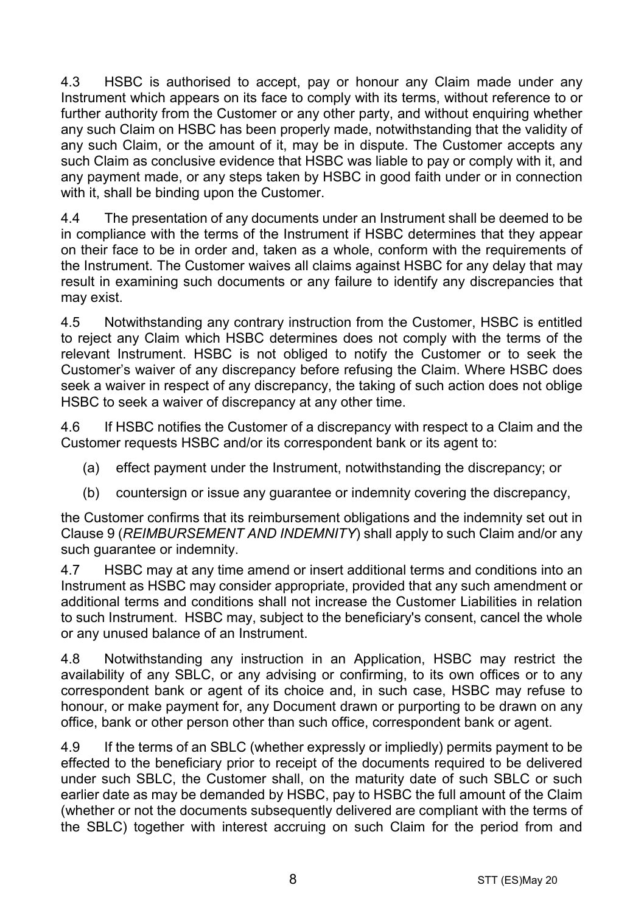4.3 HSBC is authorised to accept, pay or honour any Claim made under any Instrument which appears on its face to comply with its terms, without reference to or further authority from the Customer or any other party, and without enquiring whether any such Claim on HSBC has been properly made, notwithstanding that the validity of any such Claim, or the amount of it, may be in dispute. The Customer accepts any such Claim as conclusive evidence that HSBC was liable to pay or comply with it, and any payment made, or any steps taken by HSBC in good faith under or in connection with it, shall be binding upon the Customer.

4.4 The presentation of any documents under an Instrument shall be deemed to be in compliance with the terms of the Instrument if HSBC determines that they appear on their face to be in order and, taken as a whole, conform with the requirements of the Instrument. The Customer waives all claims against HSBC for any delay that may result in examining such documents or any failure to identify any discrepancies that may exist.

4.5 Notwithstanding any contrary instruction from the Customer, HSBC is entitled to reject any Claim which HSBC determines does not comply with the terms of the relevant Instrument. HSBC is not obliged to notify the Customer or to seek the Customer's waiver of any discrepancy before refusing the Claim. Where HSBC does seek a waiver in respect of any discrepancy, the taking of such action does not oblige HSBC to seek a waiver of discrepancy at any other time.

4.6 If HSBC notifies the Customer of a discrepancy with respect to a Claim and the Customer requests HSBC and/or its correspondent bank or its agent to:

(a) effect payment under the Instrument, notwithstanding the discrepancy; or

(b) countersign or issue any guarantee or indemnity covering the discrepancy,

the Customer confirms that its reimbursement obligations and the indemnity set out in Clause 9 (*REIMBURSEMENT AND INDEMNITY*) shall apply to such Claim and/or any such guarantee or indemnity.

4.7 HSBC may at any time amend or insert additional terms and conditions into an Instrument as HSBC may consider appropriate, provided that any such amendment or additional terms and conditions shall not increase the Customer Liabilities in relation to such Instrument. HSBC may, subject to the beneficiary's consent, cancel the whole or any unused balance of an Instrument.

4.8 Notwithstanding any instruction in an Application, HSBC may restrict the availability of any SBLC, or any advising or confirming, to its own offices or to any correspondent bank or agent of its choice and, in such case, HSBC may refuse to honour, or make payment for, any Document drawn or purporting to be drawn on any office, bank or other person other than such office, correspondent bank or agent.

4.9 If the terms of an SBLC (whether expressly or impliedly) permits payment to be effected to the beneficiary prior to receipt of the documents required to be delivered under such SBLC, the Customer shall, on the maturity date of such SBLC or such earlier date as may be demanded by HSBC, pay to HSBC the full amount of the Claim (whether or not the documents subsequently delivered are compliant with the terms of the SBLC) together with interest accruing on such Claim for the period from and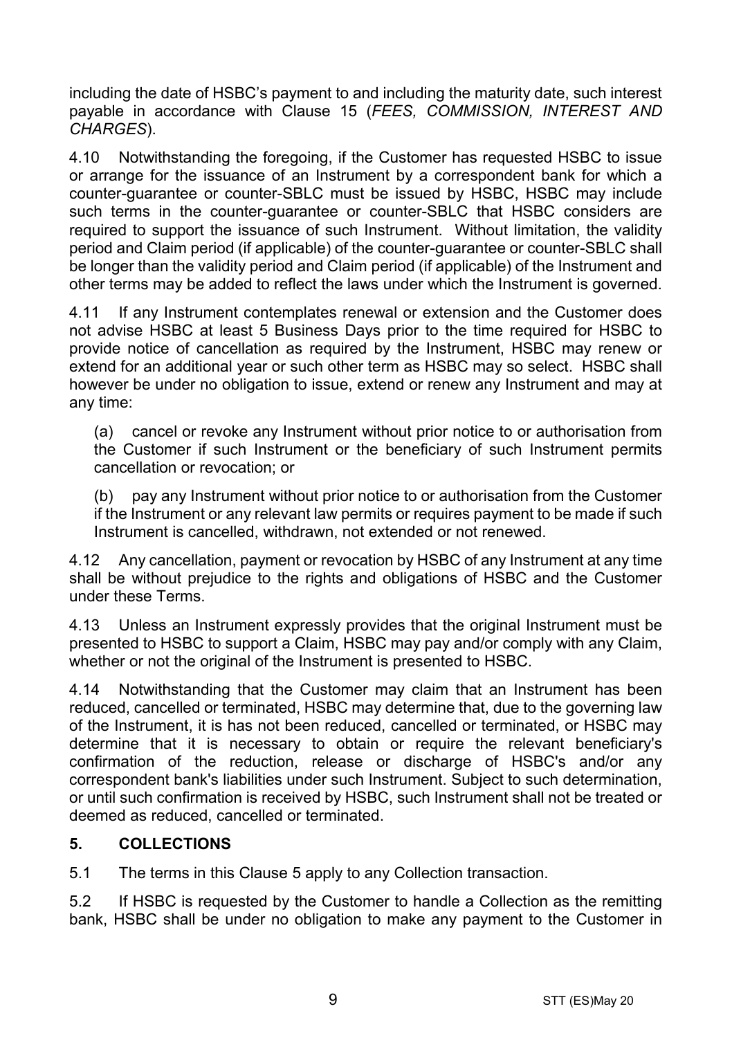including the date of HSBC's payment to and including the maturity date, such interest payable in accordance with Clause 15 (*FEES, COMMISSION, INTEREST AND CHARGES*).

4.10 Notwithstanding the foregoing, if the Customer has requested HSBC to issue or arrange for the issuance of an Instrument by a correspondent bank for which a counter-guarantee or counter-SBLC must be issued by HSBC, HSBC may include such terms in the counter-guarantee or counter-SBLC that HSBC considers are required to support the issuance of such Instrument. Without limitation, the validity period and Claim period (if applicable) of the counter-guarantee or counter-SBLC shall be longer than the validity period and Claim period (if applicable) of the Instrument and other terms may be added to reflect the laws under which the Instrument is governed.

4.11 If any Instrument contemplates renewal or extension and the Customer does not advise HSBC at least 5 Business Days prior to the time required for HSBC to provide notice of cancellation as required by the Instrument, HSBC may renew or extend for an additional year or such other term as HSBC may so select. HSBC shall however be under no obligation to issue, extend or renew any Instrument and may at any time:

(a) cancel or revoke any Instrument without prior notice to or authorisation from the Customer if such Instrument or the beneficiary of such Instrument permits cancellation or revocation; or

(b) pay any Instrument without prior notice to or authorisation from the Customer if the Instrument or any relevant law permits or requires payment to be made if such Instrument is cancelled, withdrawn, not extended or not renewed.

4.12 Any cancellation, payment or revocation by HSBC of any Instrument at any time shall be without prejudice to the rights and obligations of HSBC and the Customer under these Terms.

4.13 Unless an Instrument expressly provides that the original Instrument must be presented to HSBC to support a Claim, HSBC may pay and/or comply with any Claim, whether or not the original of the Instrument is presented to HSBC.

4.14 Notwithstanding that the Customer may claim that an Instrument has been reduced, cancelled or terminated, HSBC may determine that, due to the governing law of the Instrument, it is has not been reduced, cancelled or terminated, or HSBC may determine that it is necessary to obtain or require the relevant beneficiary's confirmation of the reduction, release or discharge of HSBC's and/or any correspondent bank's liabilities under such Instrument. Subject to such determination, or until such confirmation is received by HSBC, such Instrument shall not be treated or deemed as reduced, cancelled or terminated.

## 5. COLLECTIONS

5.1 The terms in this Clause 5 apply to any Collection transaction.

5.2 If HSBC is requested by the Customer to handle a Collection as the remitting bank, HSBC shall be under no obligation to make any payment to the Customer in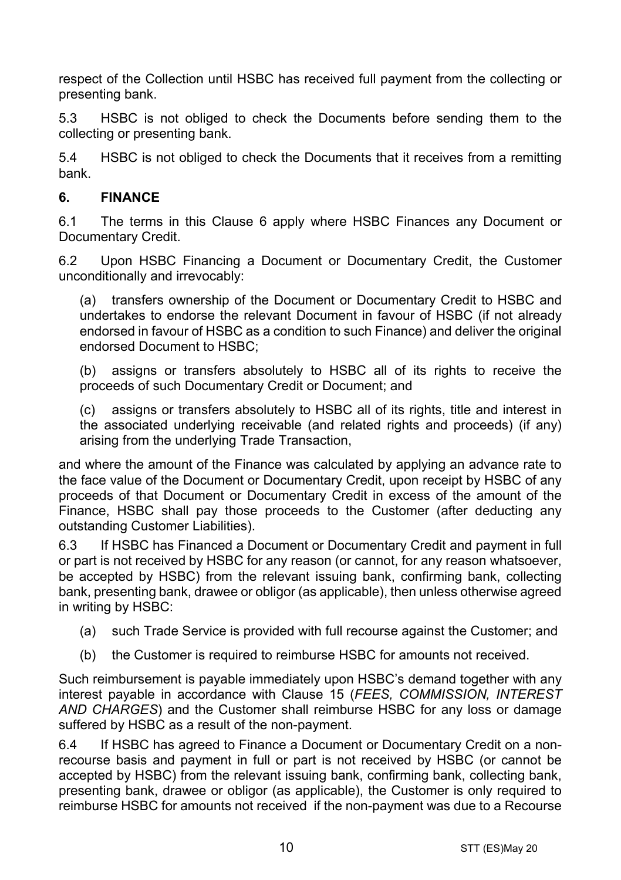respect of the Collection until HSBC has received full payment from the collecting or presenting bank.

5.3 HSBC is not obliged to check the Documents before sending them to the collecting or presenting bank.

5.4 HSBC is not obliged to check the Documents that it receives from a remitting bank.

## 6. FINANCE

6.1 The terms in this Clause 6 apply where HSBC Finances any Document or Documentary Credit.

6.2 Upon HSBC Financing a Document or Documentary Credit, the Customer unconditionally and irrevocably:

(a) transfers ownership of the Document or Documentary Credit to HSBC and undertakes to endorse the relevant Document in favour of HSBC (if not already endorsed in favour of HSBC as a condition to such Finance) and deliver the original endorsed Document to HSBC;

(b) assigns or transfers absolutely to HSBC all of its rights to receive the proceeds of such Documentary Credit or Document; and

(c) assigns or transfers absolutely to HSBC all of its rights, title and interest in the associated underlying receivable (and related rights and proceeds) (if any) arising from the underlying Trade Transaction,

and where the amount of the Finance was calculated by applying an advance rate to the face value of the Document or Documentary Credit, upon receipt by HSBC of any proceeds of that Document or Documentary Credit in excess of the amount of the Finance, HSBC shall pay those proceeds to the Customer (after deducting any outstanding Customer Liabilities).

6.3 If HSBC has Financed a Document or Documentary Credit and payment in full or part is not received by HSBC for any reason (or cannot, for any reason whatsoever, be accepted by HSBC) from the relevant issuing bank, confirming bank, collecting bank, presenting bank, drawee or obligor (as applicable), then unless otherwise agreed in writing by HSBC:

(a) such Trade Service is provided with full recourse against the Customer; and

(b) the Customer is required to reimburse HSBC for amounts not received.

Such reimbursement is payable immediately upon HSBC's demand together with any interest payable in accordance with Clause 15 (*FEES, COMMISSION, INTEREST AND CHARGES*) and the Customer shall reimburse HSBC for any loss or damage suffered by HSBC as a result of the non-payment.

6.4 If HSBC has agreed to Finance a Document or Documentary Credit on a non-recourse basis and payment in full or part is not received by HSBC (or cannot be accepted by HSBC) from the relevant issuing bank, confirming bank, collecting bank, presenting bank, drawee or obligor (as applicable), the Customer is only required to reimburse HSBC for amounts not received if the non-payment was due to a Recourse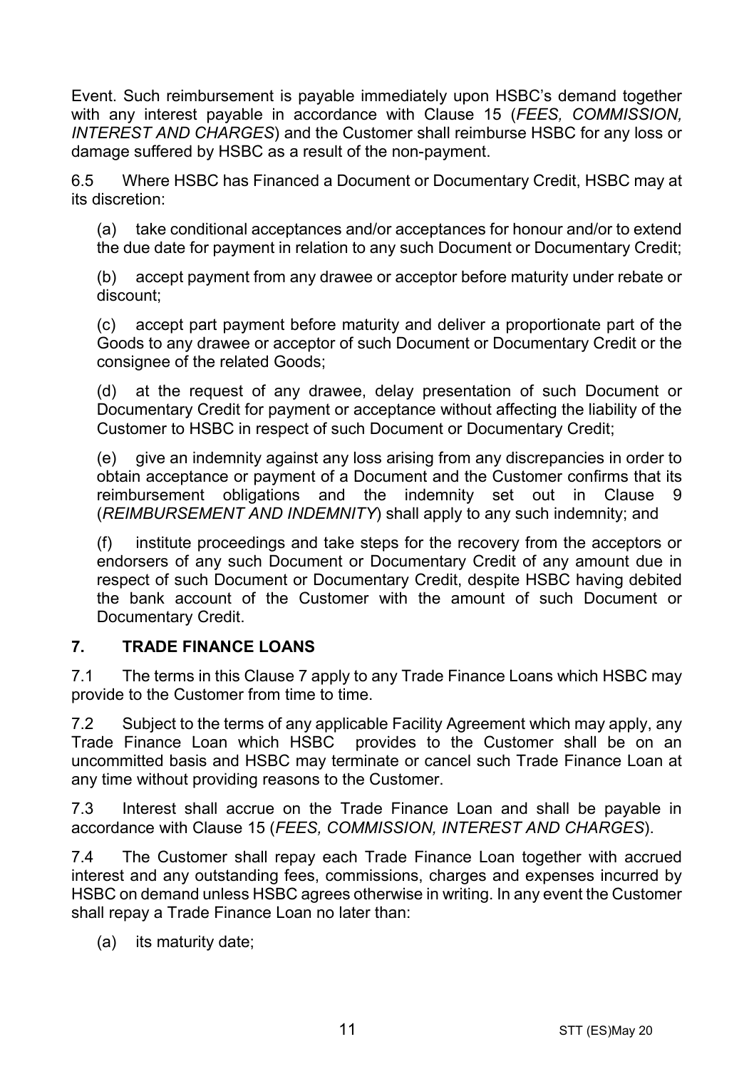Event. Such reimbursement is payable immediately upon HSBC's demand together with any interest payable in accordance with Clause 15 (*FEES, COMMISSION, INTEREST AND CHARGES*) and the Customer shall reimburse HSBC for any loss or damage suffered by HSBC as a result of the non-payment.

6.5 Where HSBC has Financed a Document or Documentary Credit, HSBC may at its discretion:

(a) take conditional acceptances and/or acceptances for honour and/or to extend the due date for payment in relation to any such Document or Documentary Credit;

(b) accept payment from any drawee or acceptor before maturity under rebate or discount;

(c) accept part payment before maturity and deliver a proportionate part of the Goods to any drawee or acceptor of such Document or Documentary Credit or the consignee of the related Goods;

(d) at the request of any drawee, delay presentation of such Document or Documentary Credit for payment or acceptance without affecting the liability of the Customer to HSBC in respect of such Document or Documentary Credit;

(e) give an indemnity against any loss arising from any discrepancies in order to obtain acceptance or payment of a Document and the Customer confirms that its reimbursement obligations and the indemnity set out in Clause 9 (*REIMBURSEMENT AND INDEMNITY*) shall apply to any such indemnity; and

(f) institute proceedings and take steps for the recovery from the acceptors or endorsers of any such Document or Documentary Credit of any amount due in respect of such Document or Documentary Credit, despite HSBC having debited the bank account of the Customer with the amount of such Document or Documentary Credit.

## 7. TRADE FINANCE LOANS

7.1 The terms in this Clause 7 apply to any Trade Finance Loans which HSBC may provide to the Customer from time to time.

7.2 Subject to the terms of any applicable Facility Agreement which may apply, any Trade Finance Loan which HSBC provides to the Customer shall be on an uncommitted basis and HSBC may terminate or cancel such Trade Finance Loan at any time without providing reasons to the Customer.

7.3 Interest shall accrue on the Trade Finance Loan and shall be payable in accordance with Clause 15 (*FEES, COMMISSION, INTEREST AND CHARGES*).

7.4 The Customer shall repay each Trade Finance Loan together with accrued interest and any outstanding fees, commissions, charges and expenses incurred by HSBC on demand unless HSBC agrees otherwise in writing. In any event the Customer shall repay a Trade Finance Loan no later than:

(a) its maturity date;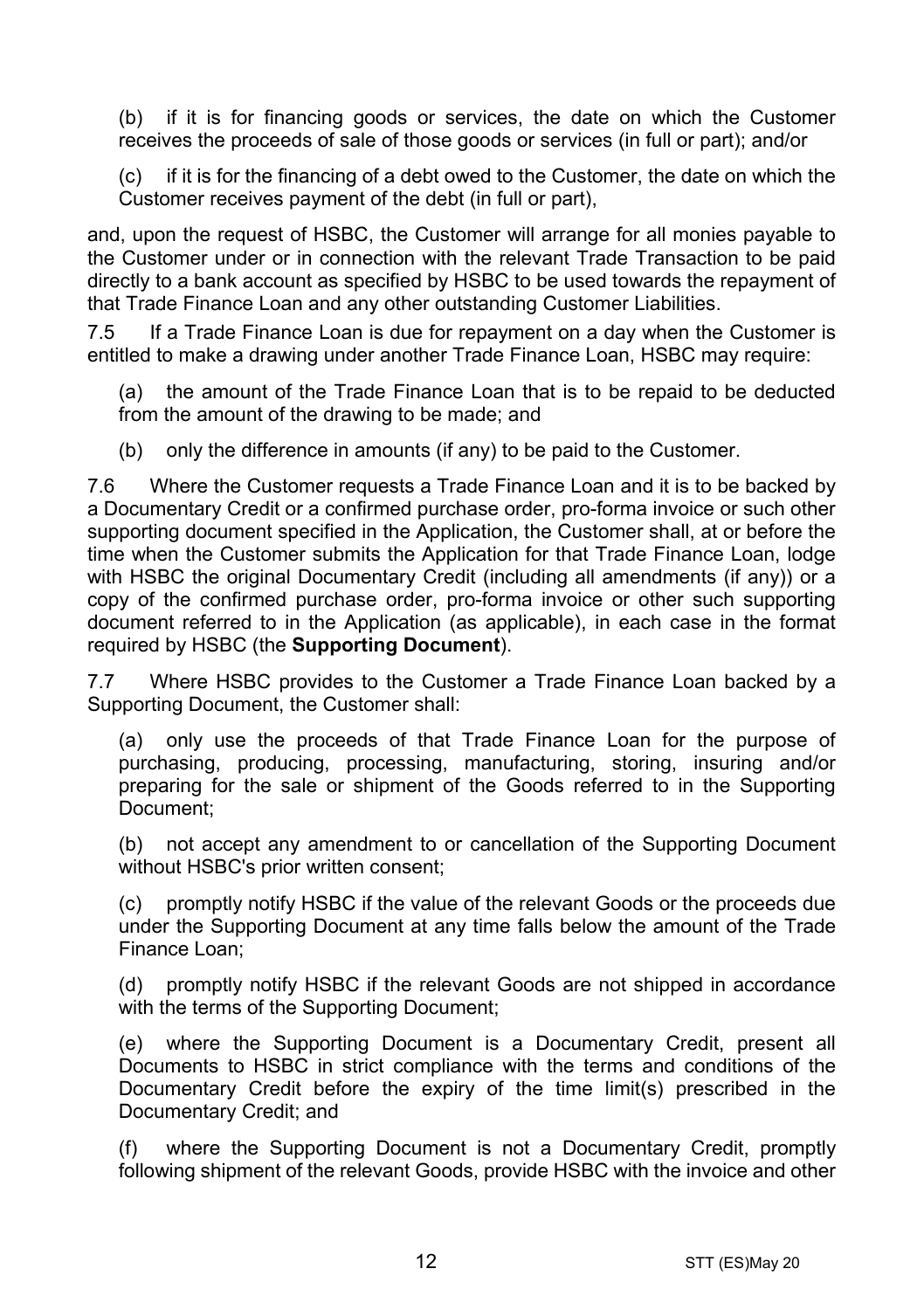(b) if it is for financing goods or services, the date on which the Customer receives the proceeds of sale of those goods or services (in full or part); and/or

(c) if it is for the financing of a debt owed to the Customer, the date on which the Customer receives payment of the debt (in full or part),

and, upon the request of HSBC, the Customer will arrange for all monies payable to the Customer under or in connection with the relevant Trade Transaction to be paid directly to a bank account as specified by HSBC to be used towards the repayment of that Trade Finance Loan and any other outstanding Customer Liabilities.

7.5 If a Trade Finance Loan is due for repayment on a day when the Customer is entitled to make a drawing under another Trade Finance Loan, HSBC may require:

(a) the amount of the Trade Finance Loan that is to be repaid to be deducted from the amount of the drawing to be made; and

(b) only the difference in amounts (if any) to be paid to the Customer.

7.6 Where the Customer requests a Trade Finance Loan and it is to be backed by a Documentary Credit or a confirmed purchase order, pro-forma invoice or such other supporting document specified in the Application, the Customer shall, at or before the time when the Customer submits the Application for that Trade Finance Loan, lodge with HSBC the original Documentary Credit (including all amendments (if any)) or a copy of the confirmed purchase order, pro-forma invoice or other such supporting document referred to in the Application (as applicable), in each case in the format required by HSBC (the **Supporting Document**).

7.7 Where HSBC provides to the Customer a Trade Finance Loan backed by a Supporting Document, the Customer shall:

(a) only use the proceeds of that Trade Finance Loan for the purpose of purchasing, producing, processing, manufacturing, storing, insuring and/or preparing for the sale or shipment of the Goods referred to in the Supporting Document;

(b) not accept any amendment to or cancellation of the Supporting Document without HSBC's prior written consent;

(c) promptly notify HSBC if the value of the relevant Goods or the proceeds due under the Supporting Document at any time falls below the amount of the Trade Finance Loan;

(d) promptly notify HSBC if the relevant Goods are not shipped in accordance with the terms of the Supporting Document;

(e) where the Supporting Document is a Documentary Credit, present all Documents to HSBC in strict compliance with the terms and conditions of the Documentary Credit before the expiry of the time limit(s) prescribed in the Documentary Credit; and

(f) where the Supporting Document is not a Documentary Credit, promptly following shipment of the relevant Goods, provide HSBC with the invoice and other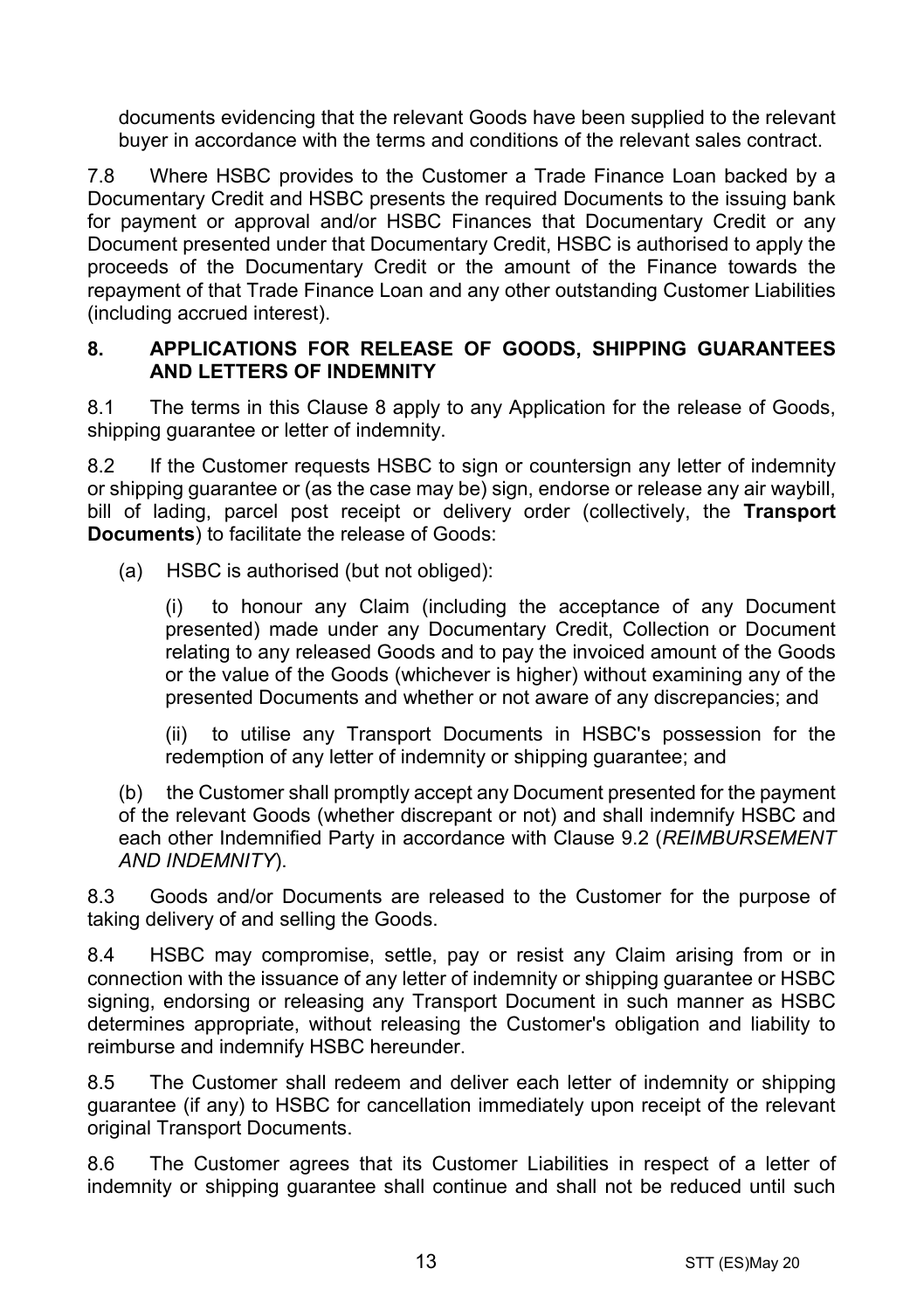documents evidencing that the relevant Goods have been supplied to the relevant buyer in accordance with the terms and conditions of the relevant sales contract.

7.8 Where HSBC provides to the Customer a Trade Finance Loan backed by a Documentary Credit and HSBC presents the required Documents to the issuing bank for payment or approval and/or HSBC Finances that Documentary Credit or any Document presented under that Documentary Credit, HSBC is authorised to apply the proceeds of the Documentary Credit or the amount of the Finance towards the repayment of that Trade Finance Loan and any other outstanding Customer Liabilities (including accrued interest).

## 8. APPLICATIONS FOR RELEASE OF GOODS, SHIPPING GUARANTEES AND LETTERS OF INDEMNITY

8.1 The terms in this Clause 8 apply to any Application for the release of Goods, shipping guarantee or letter of indemnity.

8.2 If the Customer requests HSBC to sign or countersign any letter of indemnity or shipping guarantee or (as the case may be) sign, endorse or release any air waybill, bill of lading, parcel post receipt or delivery order (collectively, the **Transport Documents**) to facilitate the release of Goods:

(a) HSBC is authorised (but not obliged):

(i) to honour any Claim (including the acceptance of any Document presented) made under any Documentary Credit, Collection or Document relating to any released Goods and to pay the invoiced amount of the Goods or the value of the Goods (whichever is higher) without examining any of the presented Documents and whether or not aware of any discrepancies; and

(ii) to utilise any Transport Documents in HSBC's possession for the redemption of any letter of indemnity or shipping guarantee; and

(b) the Customer shall promptly accept any Document presented for the payment of the relevant Goods (whether discrepant or not) and shall indemnify HSBC and each other Indemnified Party in accordance with Clause 9.2 (*REIMBURSEMENT AND INDEMNITY*).

8.3 Goods and/or Documents are released to the Customer for the purpose of taking delivery of and selling the Goods.

8.4 HSBC may compromise, settle, pay or resist any Claim arising from or in connection with the issuance of any letter of indemnity or shipping guarantee or HSBC signing, endorsing or releasing any Transport Document in such manner as HSBC determines appropriate, without releasing the Customer's obligation and liability to reimburse and indemnify HSBC hereunder.

8.5 The Customer shall redeem and deliver each letter of indemnity or shipping guarantee (if any) to HSBC for cancellation immediately upon receipt of the relevant original Transport Documents.

8.6 The Customer agrees that its Customer Liabilities in respect of a letter of indemnity or shipping guarantee shall continue and shall not be reduced until such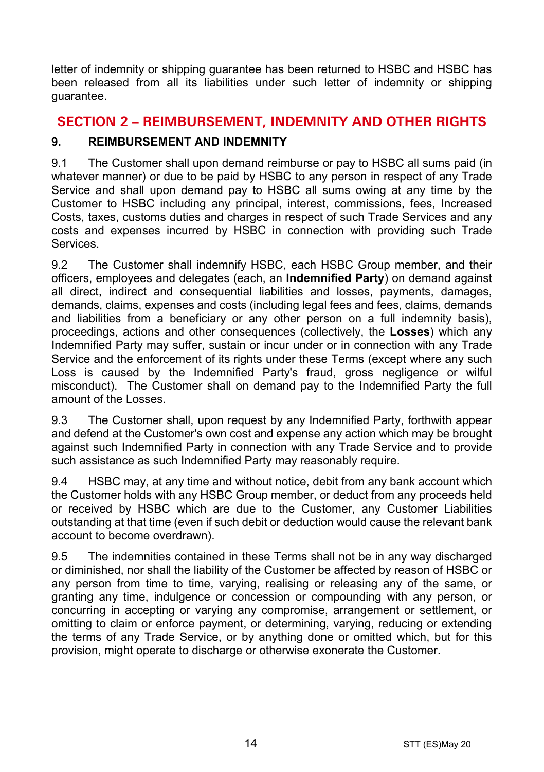letter of indemnity or shipping guarantee has been returned to HSBC and HSBC has been released from all its liabilities under such letter of indemnity or shipping guarantee.

## SECTION 2 – REIMBURSEMENT, INDEMNITY AND OTHER RIGHTS

### 9. REIMBURSEMENT AND INDEMNITY

9.1 The Customer shall upon demand reimburse or pay to HSBC all sums paid (in whatever manner) or due to be paid by HSBC to any person in respect of any Trade Service and shall upon demand pay to HSBC all sums owing at any time by the Customer to HSBC including any principal, interest, commissions, fees, Increased Costs, taxes, customs duties and charges in respect of such Trade Services and any costs and expenses incurred by HSBC in connection with providing such Trade Services.

9.2 The Customer shall indemnify HSBC, each HSBC Group member, and their officers, employees and delegates (each, an **Indemnified Party**) on demand against all direct, indirect and consequential liabilities and losses, payments, damages, demands, claims, expenses and costs (including legal fees and fees, claims, demands and liabilities from a beneficiary or any other person on a full indemnity basis), proceedings, actions and other consequences (collectively, the **Losses**) which any Indemnified Party may suffer, sustain or incur under or in connection with any Trade Service and the enforcement of its rights under these Terms (except where any such Loss is caused by the Indemnified Party's fraud, gross negligence or wilful misconduct). The Customer shall on demand pay to the Indemnified Party the full amount of the Losses.

9.3 The Customer shall, upon request by any Indemnified Party, forthwith appear and defend at the Customer's own cost and expense any action which may be brought against such Indemnified Party in connection with any Trade Service and to provide such assistance as such Indemnified Party may reasonably require.

9.4 HSBC may, at any time and without notice, debit from any bank account which the Customer holds with any HSBC Group member, or deduct from any proceeds held or received by HSBC which are due to the Customer, any Customer Liabilities outstanding at that time (even if such debit or deduction would cause the relevant bank account to become overdrawn).

9.5 The indemnities contained in these Terms shall not be in any way discharged or diminished, nor shall the liability of the Customer be affected by reason of HSBC or any person from time to time, varying, realising or releasing any of the same, or granting any time, indulgence or concession or compounding with any person, or concurring in accepting or varying any compromise, arrangement or settlement, or omitting to claim or enforce payment, or determining, varying, reducing or extending the terms of any Trade Service, or by anything done or omitted which, but for this provision, might operate to discharge or otherwise exonerate the Customer.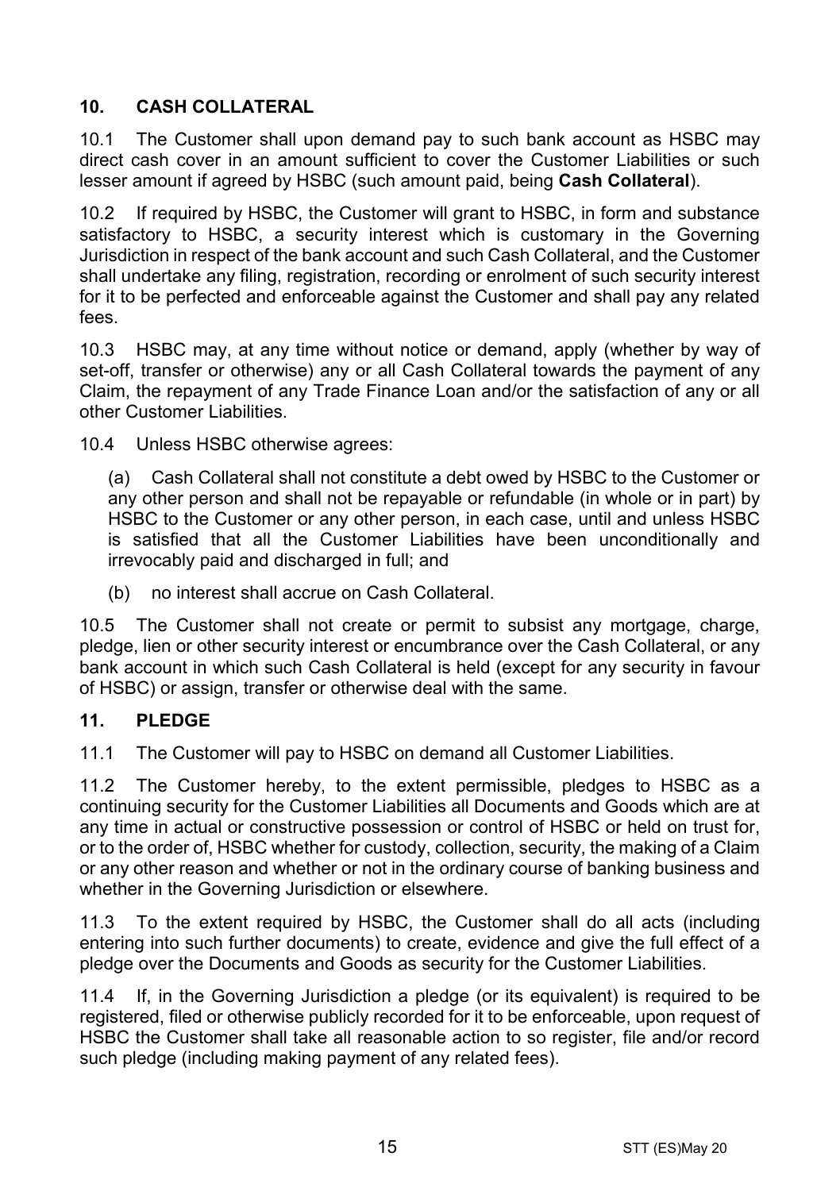## 10. CASH COLLATERAL

10.1 The Customer shall upon demand pay to such bank account as HSBC may direct cash cover in an amount sufficient to cover the Customer Liabilities or such lesser amount if agreed by HSBC (such amount paid, being **Cash Collateral**).

10.2 If required by HSBC, the Customer will grant to HSBC, in form and substance satisfactory to HSBC, a security interest which is customary in the Governing Jurisdiction in respect of the bank account and such Cash Collateral, and the Customer shall undertake any filing, registration, recording or enrolment of such security interest for it to be perfected and enforceable against the Customer and shall pay any related fees.

10.3 HSBC may, at any time without notice or demand, apply (whether by way of set-off, transfer or otherwise) any or all Cash Collateral towards the payment of any Claim, the repayment of any Trade Finance Loan and/or the satisfaction of any or all other Customer Liabilities.

10.4 Unless HSBC otherwise agrees:

(a) Cash Collateral shall not constitute a debt owed by HSBC to the Customer or any other person and shall not be repayable or refundable (in whole or in part) by HSBC to the Customer or any other person, in each case, until and unless HSBC is satisfied that all the Customer Liabilities have been unconditionally and irrevocably paid and discharged in full; and

(b) no interest shall accrue on Cash Collateral.

10.5 The Customer shall not create or permit to subsist any mortgage, charge, pledge, lien or other security interest or encumbrance over the Cash Collateral, or any bank account in which such Cash Collateral is held (except for any security in favour of HSBC) or assign, transfer or otherwise deal with the same.

## 11. PLEDGE

11.1 The Customer will pay to HSBC on demand all Customer Liabilities.

11.2 The Customer hereby, to the extent permissible, pledges to HSBC as a continuing security for the Customer Liabilities all Documents and Goods which are at any time in actual or constructive possession or control of HSBC or held on trust for, or to the order of, HSBC whether for custody, collection, security, the making of a Claim or any other reason and whether or not in the ordinary course of banking business and whether in the Governing Jurisdiction or elsewhere.

11.3 To the extent required by HSBC, the Customer shall do all acts (including entering into such further documents) to create, evidence and give the full effect of a pledge over the Documents and Goods as security for the Customer Liabilities.

11.4 If, in the Governing Jurisdiction a pledge (or its equivalent) is required to be registered, filed or otherwise publicly recorded for it to be enforceable, upon request of HSBC the Customer shall take all reasonable action to so register, file and/or record such pledge (including making payment of any related fees).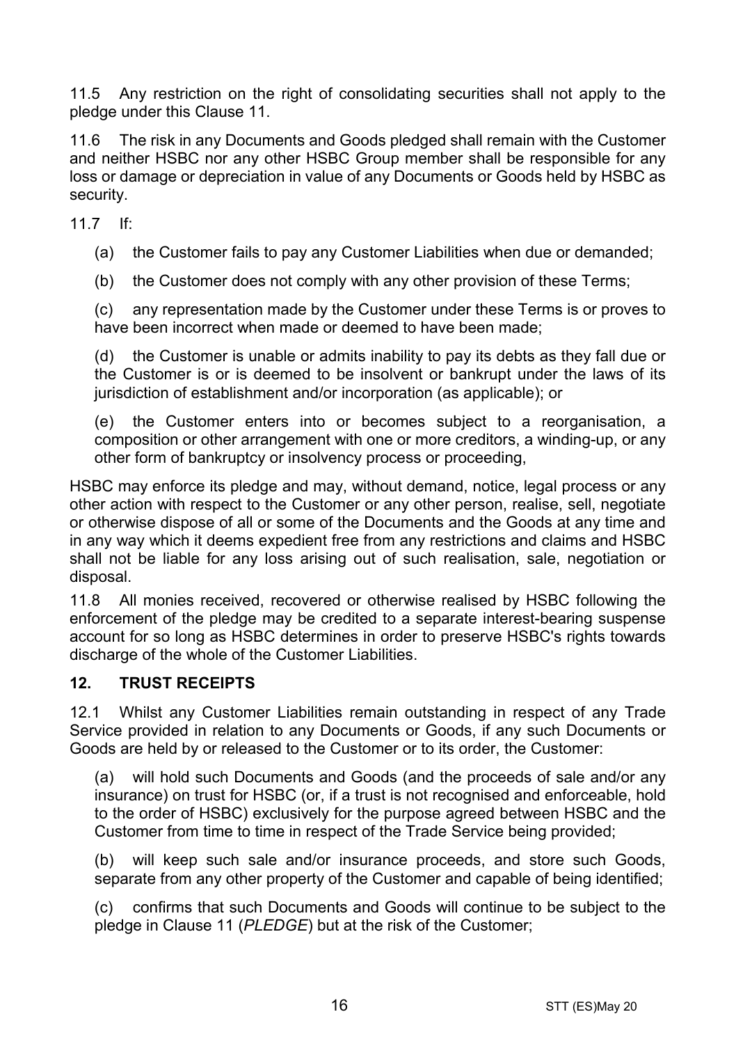11.5 Any restriction on the right of consolidating securities shall not apply to the pledge under this Clause 11.

11.6 The risk in any Documents and Goods pledged shall remain with the Customer and neither HSBC nor any other HSBC Group member shall be responsible for any loss or damage or depreciation in value of any Documents or Goods held by HSBC as security.

11.7 If:

(a) the Customer fails to pay any Customer Liabilities when due or demanded;

(b) the Customer does not comply with any other provision of these Terms;

(c) any representation made by the Customer under these Terms is or proves to have been incorrect when made or deemed to have been made;

(d) the Customer is unable or admits inability to pay its debts as they fall due or the Customer is or is deemed to be insolvent or bankrupt under the laws of its jurisdiction of establishment and/or incorporation (as applicable); or

(e) the Customer enters into or becomes subject to a reorganisation, a composition or other arrangement with one or more creditors, a winding-up, or any other form of bankruptcy or insolvency process or proceeding,

HSBC may enforce its pledge and may, without demand, notice, legal process or any other action with respect to the Customer or any other person, realise, sell, negotiate or otherwise dispose of all or some of the Documents and the Goods at any time and in any way which it deems expedient free from any restrictions and claims and HSBC shall not be liable for any loss arising out of such realisation, sale, negotiation or disposal.

11.8 All monies received, recovered or otherwise realised by HSBC following the enforcement of the pledge may be credited to a separate interest-bearing suspense account for so long as HSBC determines in order to preserve HSBC's rights towards discharge of the whole of the Customer Liabilities.

## 12. TRUST RECEIPTS

12.1 Whilst any Customer Liabilities remain outstanding in respect of any Trade Service provided in relation to any Documents or Goods, if any such Documents or Goods are held by or released to the Customer or to its order, the Customer:

(a) will hold such Documents and Goods (and the proceeds of sale and/or any insurance) on trust for HSBC (or, if a trust is not recognised and enforceable, hold to the order of HSBC) exclusively for the purpose agreed between HSBC and the Customer from time to time in respect of the Trade Service being provided;

(b) will keep such sale and/or insurance proceeds, and store such Goods, separate from any other property of the Customer and capable of being identified;

(c) confirms that such Documents and Goods will continue to be subject to the pledge in Clause 11 (*PLEDGE*) but at the risk of the Customer;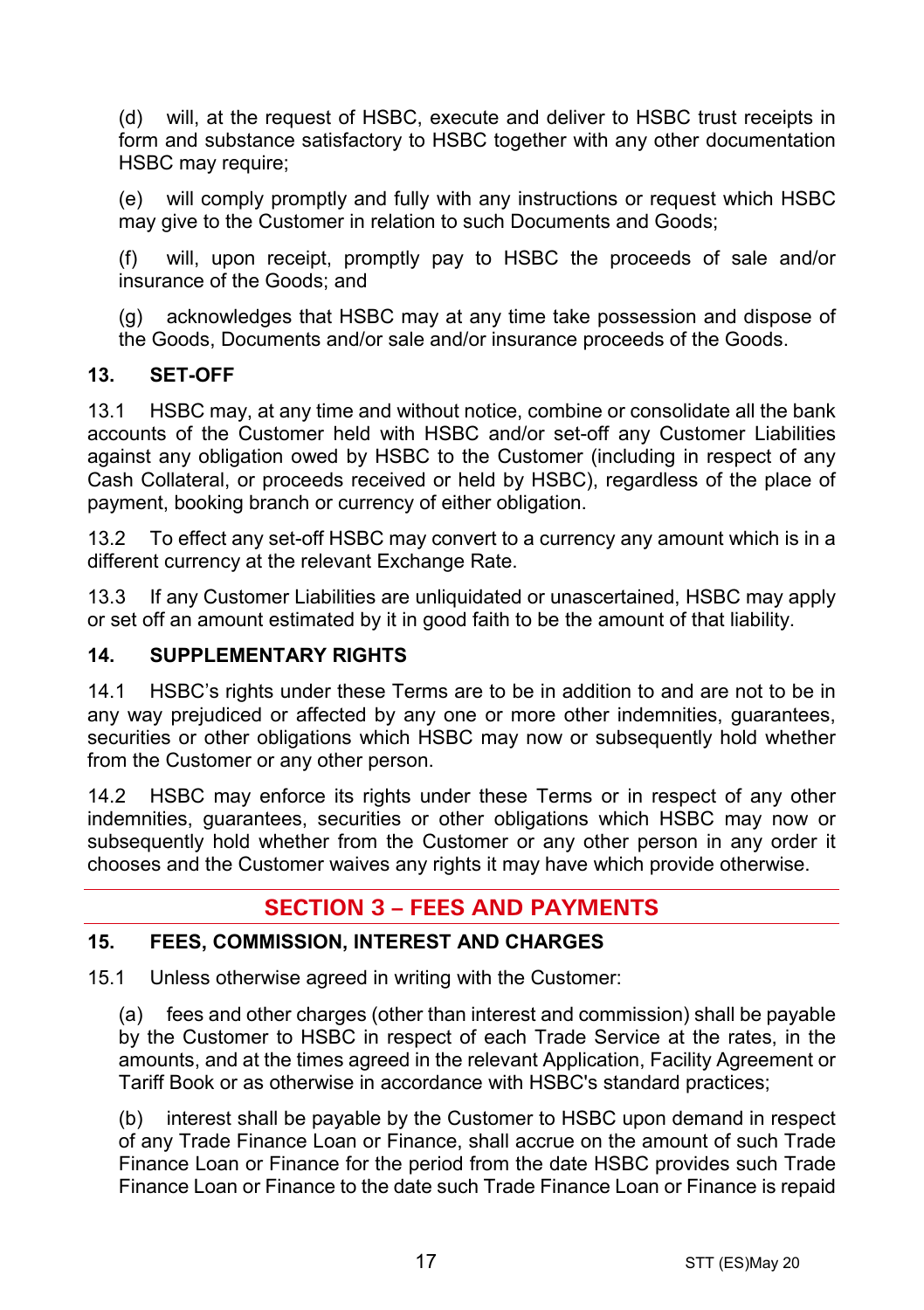(d) will, at the request of HSBC, execute and deliver to HSBC trust receipts in form and substance satisfactory to HSBC together with any other documentation HSBC may require;

(e) will comply promptly and fully with any instructions or request which HSBC may give to the Customer in relation to such Documents and Goods;

(f) will, upon receipt, promptly pay to HSBC the proceeds of sale and/or insurance of the Goods; and

(g) acknowledges that HSBC may at any time take possession and dispose of the Goods, Documents and/or sale and/or insurance proceeds of the Goods.

### 13. SET-OFF

13.1 HSBC may, at any time and without notice, combine or consolidate all the bank accounts of the Customer held with HSBC and/or set-off any Customer Liabilities against any obligation owed by HSBC to the Customer (including in respect of any Cash Collateral, or proceeds received or held by HSBC), regardless of the place of payment, booking branch or currency of either obligation.

13.2 To effect any set-off HSBC may convert to a currency any amount which is in a different currency at the relevant Exchange Rate.

13.3 If any Customer Liabilities are unliquidated or unascertained, HSBC may apply or set off an amount estimated by it in good faith to be the amount of that liability.

### 14. SUPPLEMENTARY RIGHTS

14.1 HSBC's rights under these Terms are to be in addition to and are not to be in any way prejudiced or affected by any one or more other indemnities, guarantees, securities or other obligations which HSBC may now or subsequently hold whether from the Customer or any other person.

14.2 HSBC may enforce its rights under these Terms or in respect of any other indemnities, guarantees, securities or other obligations which HSBC may now or subsequently hold whether from the Customer or any other person in any order it chooses and the Customer waives any rights it may have which provide otherwise.

## SECTION 3 – FEES AND PAYMENTS

### 15. FEES, COMMISSION, INTEREST AND CHARGES

15.1 Unless otherwise agreed in writing with the Customer:

(a) fees and other charges (other than interest and commission) shall be payable by the Customer to HSBC in respect of each Trade Service at the rates, in the amounts, and at the times agreed in the relevant Application, Facility Agreement or Tariff Book or as otherwise in accordance with HSBC's standard practices;

(b) interest shall be payable by the Customer to HSBC upon demand in respect of any Trade Finance Loan or Finance, shall accrue on the amount of such Trade Finance Loan or Finance for the period from the date HSBC provides such Trade Finance Loan or Finance to the date such Trade Finance Loan or Finance is repaid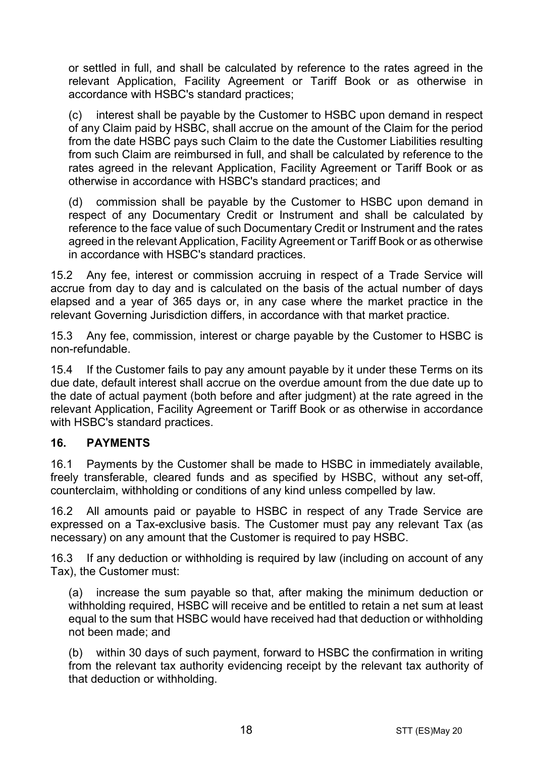or settled in full, and shall be calculated by reference to the rates agreed in the relevant Application, Facility Agreement or Tariff Book or as otherwise in accordance with HSBC's standard practices;

(c) interest shall be payable by the Customer to HSBC upon demand in respect of any Claim paid by HSBC, shall accrue on the amount of the Claim for the period from the date HSBC pays such Claim to the date the Customer Liabilities resulting from such Claim are reimbursed in full, and shall be calculated by reference to the rates agreed in the relevant Application, Facility Agreement or Tariff Book or as otherwise in accordance with HSBC's standard practices; and

(d) commission shall be payable by the Customer to HSBC upon demand in respect of any Documentary Credit or Instrument and shall be calculated by reference to the face value of such Documentary Credit or Instrument and the rates agreed in the relevant Application, Facility Agreement or Tariff Book or as otherwise in accordance with HSBC's standard practices.

15.2 Any fee, interest or commission accruing in respect of a Trade Service will accrue from day to day and is calculated on the basis of the actual number of days elapsed and a year of 365 days or, in any case where the market practice in the relevant Governing Jurisdiction differs, in accordance with that market practice.

15.3 Any fee, commission, interest or charge payable by the Customer to HSBC is non-refundable.

15.4 If the Customer fails to pay any amount payable by it under these Terms on its due date, default interest shall accrue on the overdue amount from the due date up to the date of actual payment (both before and after judgment) at the rate agreed in the relevant Application, Facility Agreement or Tariff Book or as otherwise in accordance with HSBC's standard practices.

## 16. PAYMENTS

16.1 Payments by the Customer shall be made to HSBC in immediately available, freely transferable, cleared funds and as specified by HSBC, without any set-off, counterclaim, withholding or conditions of any kind unless compelled by law.

16.2 All amounts paid or payable to HSBC in respect of any Trade Service are expressed on a Tax-exclusive basis. The Customer must pay any relevant Tax (as necessary) on any amount that the Customer is required to pay HSBC.

16.3 If any deduction or withholding is required by law (including on account of any Tax), the Customer must:

(a) increase the sum payable so that, after making the minimum deduction or withholding required, HSBC will receive and be entitled to retain a net sum at least equal to the sum that HSBC would have received had that deduction or withholding not been made; and

(b) within 30 days of such payment, forward to HSBC the confirmation in writing from the relevant tax authority evidencing receipt by the relevant tax authority of that deduction or withholding.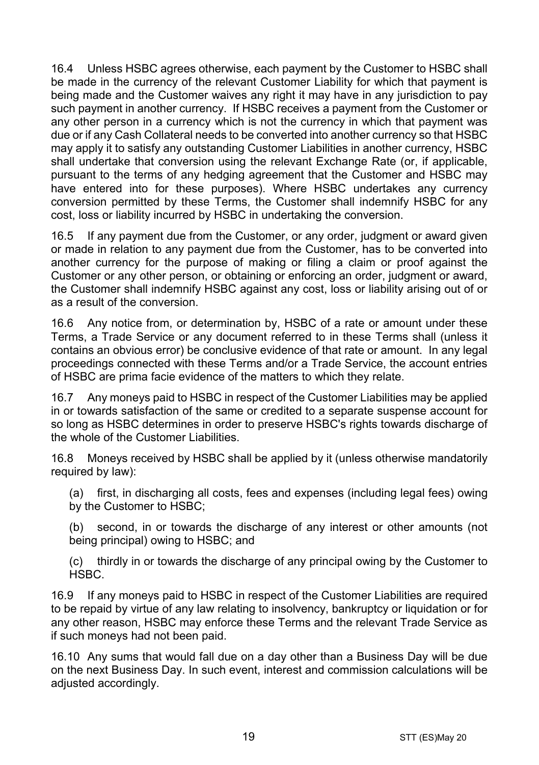16.4 Unless HSBC agrees otherwise, each payment by the Customer to HSBC shall be made in the currency of the relevant Customer Liability for which that payment is being made and the Customer waives any right it may have in any jurisdiction to pay such payment in another currency. If HSBC receives a payment from the Customer or any other person in a currency which is not the currency in which that payment was due or if any Cash Collateral needs to be converted into another currency so that HSBC may apply it to satisfy any outstanding Customer Liabilities in another currency, HSBC shall undertake that conversion using the relevant Exchange Rate (or, if applicable, pursuant to the terms of any hedging agreement that the Customer and HSBC may have entered into for these purposes). Where HSBC undertakes any currency conversion permitted by these Terms, the Customer shall indemnify HSBC for any cost, loss or liability incurred by HSBC in undertaking the conversion.

16.5 If any payment due from the Customer, or any order, judgment or award given or made in relation to any payment due from the Customer, has to be converted into another currency for the purpose of making or filing a claim or proof against the Customer or any other person, or obtaining or enforcing an order, judgment or award, the Customer shall indemnify HSBC against any cost, loss or liability arising out of or as a result of the conversion.

16.6 Any notice from, or determination by, HSBC of a rate or amount under these Terms, a Trade Service or any document referred to in these Terms shall (unless it contains an obvious error) be conclusive evidence of that rate or amount. In any legal proceedings connected with these Terms and/or a Trade Service, the account entries of HSBC are prima facie evidence of the matters to which they relate.

16.7 Any moneys paid to HSBC in respect of the Customer Liabilities may be applied in or towards satisfaction of the same or credited to a separate suspense account for so long as HSBC determines in order to preserve HSBC's rights towards discharge of the whole of the Customer Liabilities.

16.8 Moneys received by HSBC shall be applied by it (unless otherwise mandatorily required by law):

(a) first, in discharging all costs, fees and expenses (including legal fees) owing by the Customer to HSBC;

(b) second, in or towards the discharge of any interest or other amounts (not being principal) owing to HSBC; and

(c) thirdly in or towards the discharge of any principal owing by the Customer to HSBC.

16.9 If any moneys paid to HSBC in respect of the Customer Liabilities are required to be repaid by virtue of any law relating to insolvency, bankruptcy or liquidation or for any other reason, HSBC may enforce these Terms and the relevant Trade Service as if such moneys had not been paid.

16.10 Any sums that would fall due on a day other than a Business Day will be due on the next Business Day. In such event, interest and commission calculations will be adjusted accordingly.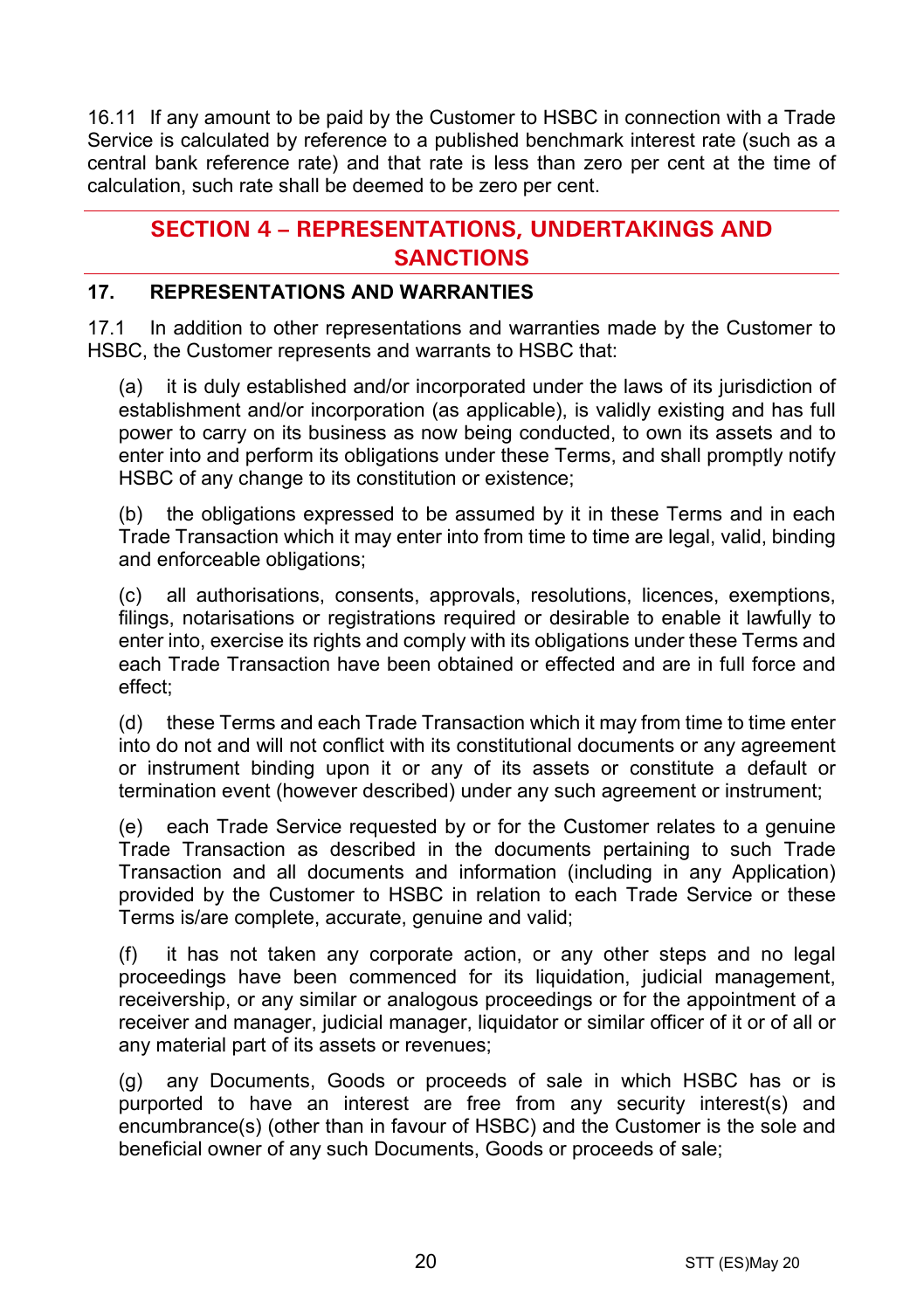16.11 If any amount to be paid by the Customer to HSBC in connection with a Trade Service is calculated by reference to a published benchmark interest rate (such as a central bank reference rate) and that rate is less than zero per cent at the time of calculation, such rate shall be deemed to be zero per cent.

## SECTION 4 – REPRESENTATIONS, UNDERTAKINGS AND SANCTIONS

### 17. REPRESENTATIONS AND WARRANTIES

17.1 In addition to other representations and warranties made by the Customer to HSBC, the Customer represents and warrants to HSBC that:

(a) it is duly established and/or incorporated under the laws of its jurisdiction of establishment and/or incorporation (as applicable), is validly existing and has full power to carry on its business as now being conducted, to own its assets and to enter into and perform its obligations under these Terms, and shall promptly notify HSBC of any change to its constitution or existence;

(b) the obligations expressed to be assumed by it in these Terms and in each Trade Transaction which it may enter into from time to time are legal, valid, binding and enforceable obligations;

(c) all authorisations, consents, approvals, resolutions, licences, exemptions, filings, notarisations or registrations required or desirable to enable it lawfully to enter into, exercise its rights and comply with its obligations under these Terms and each Trade Transaction have been obtained or effected and are in full force and effect;

(d) these Terms and each Trade Transaction which it may from time to time enter into do not and will not conflict with its constitutional documents or any agreement or instrument binding upon it or any of its assets or constitute a default or termination event (however described) under any such agreement or instrument;

(e) each Trade Service requested by or for the Customer relates to a genuine Trade Transaction as described in the documents pertaining to such Trade Transaction and all documents and information (including in any Application) provided by the Customer to HSBC in relation to each Trade Service or these Terms is/are complete, accurate, genuine and valid;

(f) it has not taken any corporate action, or any other steps and no legal proceedings have been commenced for its liquidation, judicial management, receivership, or any similar or analogous proceedings or for the appointment of a receiver and manager, judicial manager, liquidator or similar officer of it or of all or any material part of its assets or revenues;

(g) any Documents, Goods or proceeds of sale in which HSBC has or is purported to have an interest are free from any security interest(s) and encumbrance(s) (other than in favour of HSBC) and the Customer is the sole and beneficial owner of any such Documents, Goods or proceeds of sale;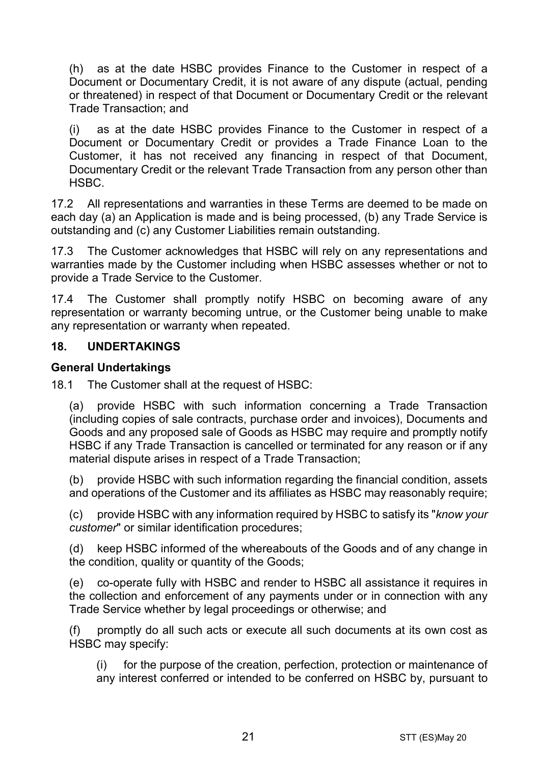(h) as at the date HSBC provides Finance to the Customer in respect of a Document or Documentary Credit, it is not aware of any dispute (actual, pending or threatened) in respect of that Document or Documentary Credit or the relevant Trade Transaction; and

(i) as at the date HSBC provides Finance to the Customer in respect of a Document or Documentary Credit or provides a Trade Finance Loan to the Customer, it has not received any financing in respect of that Document, Documentary Credit or the relevant Trade Transaction from any person other than HSBC.

17.2 All representations and warranties in these Terms are deemed to be made on each day (a) an Application is made and is being processed, (b) any Trade Service is outstanding and (c) any Customer Liabilities remain outstanding.

17.3 The Customer acknowledges that HSBC will rely on any representations and warranties made by the Customer including when HSBC assesses whether or not to provide a Trade Service to the Customer.

17.4 The Customer shall promptly notify HSBC on becoming aware of any representation or warranty becoming untrue, or the Customer being unable to make any representation or warranty when repeated.

## 18. UNDERTAKINGS

**General Undertakings**

18.1 The Customer shall at the request of HSBC:

(a) provide HSBC with such information concerning a Trade Transaction (including copies of sale contracts, purchase order and invoices), Documents and Goods and any proposed sale of Goods as HSBC may require and promptly notify HSBC if any Trade Transaction is cancelled or terminated for any reason or if any material dispute arises in respect of a Trade Transaction;

(b) provide HSBC with such information regarding the financial condition, assets and operations of the Customer and its affiliates as HSBC may reasonably require;

(c) provide HSBC with any information required by HSBC to satisfy its "*know your customer*" or similar identification procedures;

(d) keep HSBC informed of the whereabouts of the Goods and of any change in the condition, quality or quantity of the Goods;

(e) co-operate fully with HSBC and render to HSBC all assistance it requires in the collection and enforcement of any payments under or in connection with any Trade Service whether by legal proceedings or otherwise; and

(f) promptly do all such acts or execute all such documents at its own cost as HSBC may specify:

(i) for the purpose of the creation, perfection, protection or maintenance of any interest conferred or intended to be conferred on HSBC by, pursuant to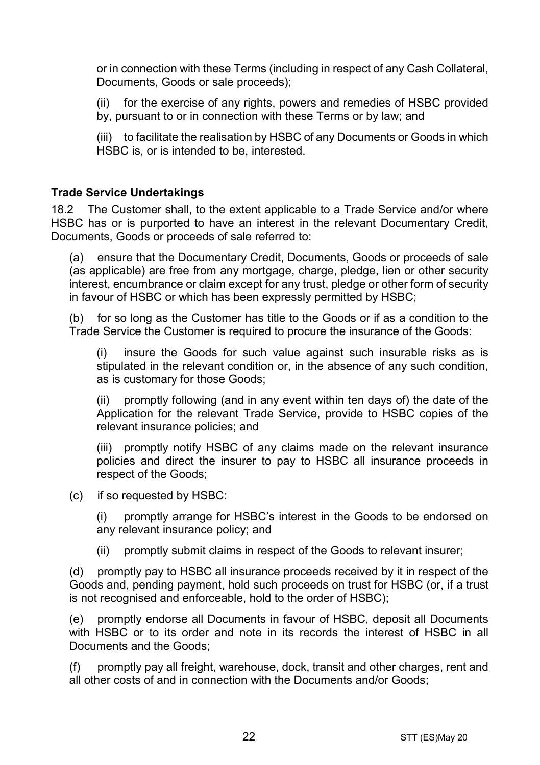or in connection with these Terms (including in respect of any Cash Collateral, Documents, Goods or sale proceeds);

(ii) for the exercise of any rights, powers and remedies of HSBC provided by, pursuant to or in connection with these Terms or by law; and

(iii) to facilitate the realisation by HSBC of any Documents or Goods in which HSBC is, or is intended to be, interested.

**Trade Service Undertakings**

18.2 The Customer shall, to the extent applicable to a Trade Service and/or where HSBC has or is purported to have an interest in the relevant Documentary Credit, Documents, Goods or proceeds of sale referred to:

(a) ensure that the Documentary Credit, Documents, Goods or proceeds of sale (as applicable) are free from any mortgage, charge, pledge, lien or other security interest, encumbrance or claim except for any trust, pledge or other form of security in favour of HSBC or which has been expressly permitted by HSBC;

(b) for so long as the Customer has title to the Goods or if as a condition to the Trade Service the Customer is required to procure the insurance of the Goods:

(i) insure the Goods for such value against such insurable risks as is stipulated in the relevant condition or, in the absence of any such condition, as is customary for those Goods;

(ii) promptly following (and in any event within ten days of) the date of the Application for the relevant Trade Service, provide to HSBC copies of the relevant insurance policies; and

(iii) promptly notify HSBC of any claims made on the relevant insurance policies and direct the insurer to pay to HSBC all insurance proceeds in respect of the Goods;

(c) if so requested by HSBC:

(i) promptly arrange for HSBC's interest in the Goods to be endorsed on any relevant insurance policy; and

(ii) promptly submit claims in respect of the Goods to relevant insurer;

(d) promptly pay to HSBC all insurance proceeds received by it in respect of the Goods and, pending payment, hold such proceeds on trust for HSBC (or, if a trust is not recognised and enforceable, hold to the order of HSBC);

(e) promptly endorse all Documents in favour of HSBC, deposit all Documents with HSBC or to its order and note in its records the interest of HSBC in all Documents and the Goods;

(f) promptly pay all freight, warehouse, dock, transit and other charges, rent and all other costs of and in connection with the Documents and/or Goods;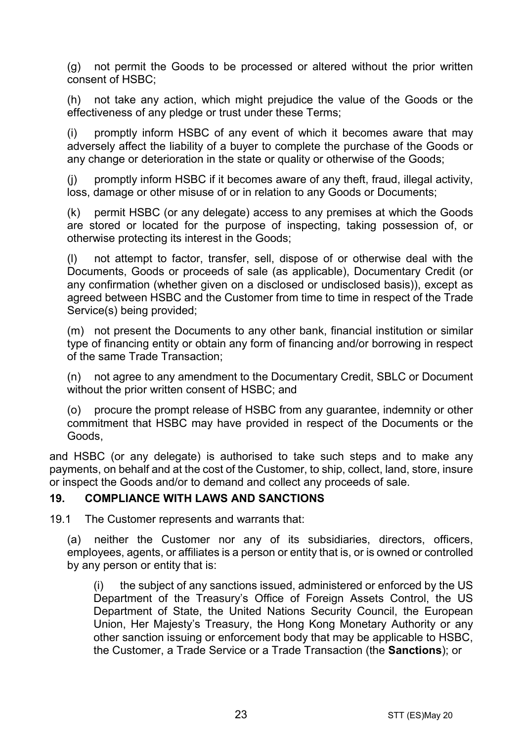(g) not permit the Goods to be processed or altered without the prior written consent of HSBC;

(h) not take any action, which might prejudice the value of the Goods or the effectiveness of any pledge or trust under these Terms;

(i) promptly inform HSBC of any event of which it becomes aware that may adversely affect the liability of a buyer to complete the purchase of the Goods or any change or deterioration in the state or quality or otherwise of the Goods;

(j) promptly inform HSBC if it becomes aware of any theft, fraud, illegal activity, loss, damage or other misuse of or in relation to any Goods or Documents;

(k) permit HSBC (or any delegate) access to any premises at which the Goods are stored or located for the purpose of inspecting, taking possession of, or otherwise protecting its interest in the Goods;

(l) not attempt to factor, transfer, sell, dispose of or otherwise deal with the Documents, Goods or proceeds of sale (as applicable), Documentary Credit (or any confirmation (whether given on a disclosed or undisclosed basis)), except as agreed between HSBC and the Customer from time to time in respect of the Trade Service(s) being provided;

(m) not present the Documents to any other bank, financial institution or similar type of financing entity or obtain any form of financing and/or borrowing in respect of the same Trade Transaction;

(n) not agree to any amendment to the Documentary Credit, SBLC or Document without the prior written consent of HSBC; and

(o) procure the prompt release of HSBC from any guarantee, indemnity or other commitment that HSBC may have provided in respect of the Documents or the Goods,

and HSBC (or any delegate) is authorised to take such steps and to make any payments, on behalf and at the cost of the Customer, to ship, collect, land, store, insure or inspect the Goods and/or to demand and collect any proceeds of sale.

## 19. COMPLIANCE WITH LAWS AND SANCTIONS

19.1 The Customer represents and warrants that:

(a) neither the Customer nor any of its subsidiaries, directors, officers, employees, agents, or affiliates is a person or entity that is, or is owned or controlled by any person or entity that is:

(i) the subject of any sanctions issued, administered or enforced by the US Department of the Treasury's Office of Foreign Assets Control, the US Department of State, the United Nations Security Council, the European Union, Her Majesty's Treasury, the Hong Kong Monetary Authority or any other sanction issuing or enforcement body that may be applicable to HSBC, the Customer, a Trade Service or a Trade Transaction (the **Sanctions**); or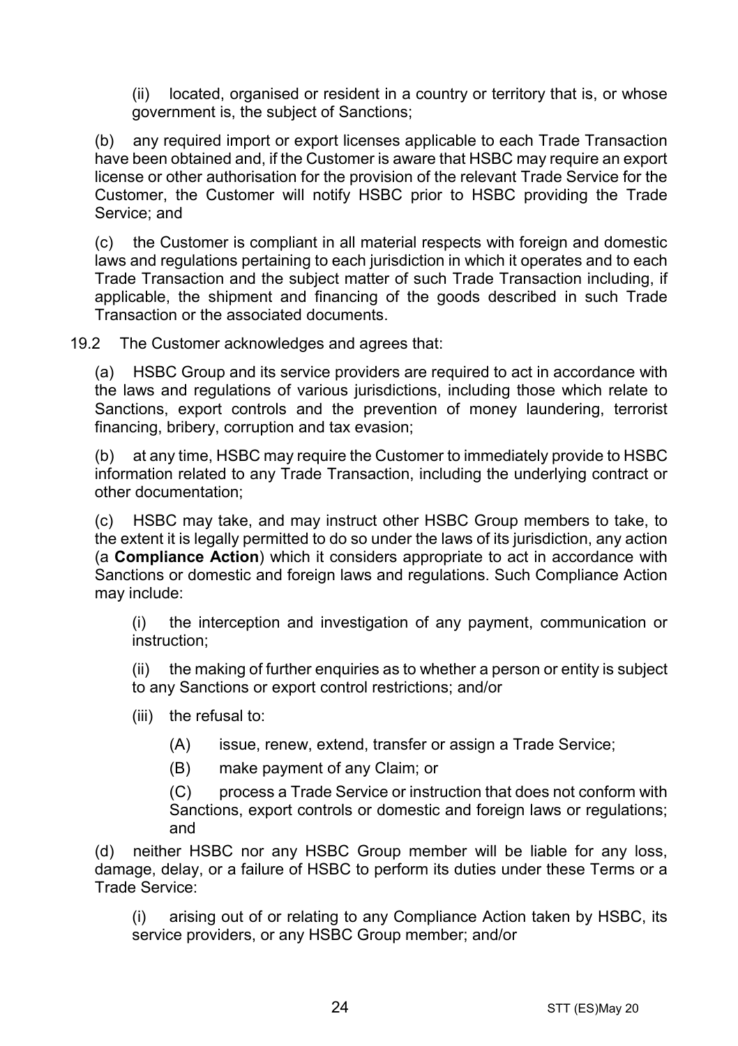(ii) located, organised or resident in a country or territory that is, or whose government is, the subject of Sanctions;

(b) any required import or export licenses applicable to each Trade Transaction have been obtained and, if the Customer is aware that HSBC may require an export license or other authorisation for the provision of the relevant Trade Service for the Customer, the Customer will notify HSBC prior to HSBC providing the Trade Service; and

(c) the Customer is compliant in all material respects with foreign and domestic laws and regulations pertaining to each jurisdiction in which it operates and to each Trade Transaction and the subject matter of such Trade Transaction including, if applicable, the shipment and financing of the goods described in such Trade Transaction or the associated documents.

19.2 The Customer acknowledges and agrees that:

(a) HSBC Group and its service providers are required to act in accordance with the laws and regulations of various jurisdictions, including those which relate to Sanctions, export controls and the prevention of money laundering, terrorist financing, bribery, corruption and tax evasion;

(b) at any time, HSBC may require the Customer to immediately provide to HSBC information related to any Trade Transaction, including the underlying contract or other documentation;

(c) HSBC may take, and may instruct other HSBC Group members to take, to the extent it is legally permitted to do so under the laws of its jurisdiction, any action (a **Compliance Action**) which it considers appropriate to act in accordance with Sanctions or domestic and foreign laws and regulations. Such Compliance Action may include:

(i) the interception and investigation of any payment, communication or instruction;

(ii) the making of further enquiries as to whether a person or entity is subject to any Sanctions or export control restrictions; and/or

(iii) the refusal to:

(A) issue, renew, extend, transfer or assign a Trade Service;

(B) make payment of any Claim; or

(C) process a Trade Service or instruction that does not conform with Sanctions, export controls or domestic and foreign laws or regulations; and

(d) neither HSBC nor any HSBC Group member will be liable for any loss, damage, delay, or a failure of HSBC to perform its duties under these Terms or a Trade Service:

(i) arising out of or relating to any Compliance Action taken by HSBC, its service providers, or any HSBC Group member; and/or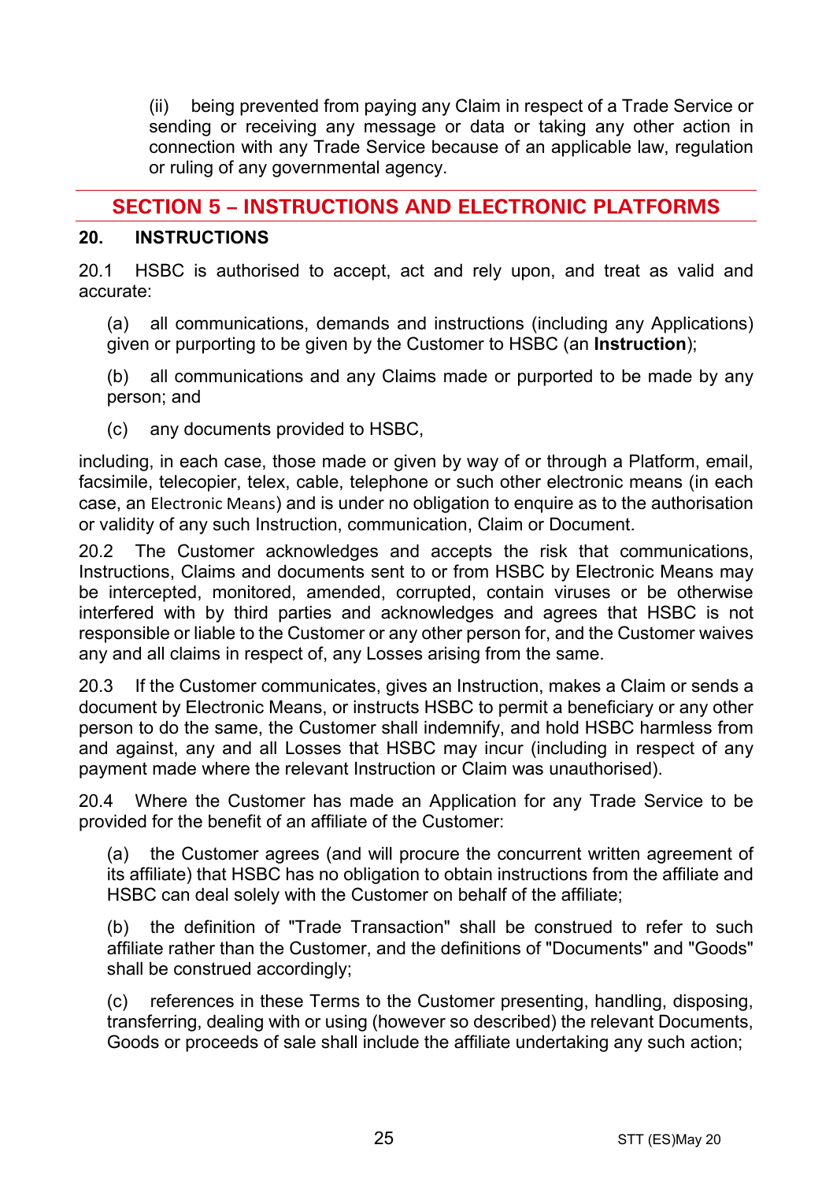(ii) being prevented from paying any Claim in respect of a Trade Service or sending or receiving any message or data or taking any other action in connection with any Trade Service because of an applicable law, regulation or ruling of any governmental agency.

## SECTION 5 – INSTRUCTIONS AND ELECTRONIC PLATFORMS

### 20. INSTRUCTIONS

20.1 HSBC is authorised to accept, act and rely upon, and treat as valid and accurate:

(a) all communications, demands and instructions (including any Applications) given or purporting to be given by the Customer to HSBC (an **Instruction**);

(b) all communications and any Claims made or purported to be made by any person; and

(c) any documents provided to HSBC,

including, in each case, those made or given by way of or through a Platform, email, facsimile, telecopier, telex, cable, telephone or such other electronic means (in each case, an Electronic Means) and is under no obligation to enquire as to the authorisation or validity of any such Instruction, communication, Claim or Document.

20.2 The Customer acknowledges and accepts the risk that communications, Instructions, Claims and documents sent to or from HSBC by Electronic Means may be intercepted, monitored, amended, corrupted, contain viruses or be otherwise interfered with by third parties and acknowledges and agrees that HSBC is not responsible or liable to the Customer or any other person for, and the Customer waives any and all claims in respect of, any Losses arising from the same.

20.3 If the Customer communicates, gives an Instruction, makes a Claim or sends a document by Electronic Means, or instructs HSBC to permit a beneficiary or any other person to do the same, the Customer shall indemnify, and hold HSBC harmless from and against, any and all Losses that HSBC may incur (including in respect of any payment made where the relevant Instruction or Claim was unauthorised).

20.4 Where the Customer has made an Application for any Trade Service to be provided for the benefit of an affiliate of the Customer:

(a) the Customer agrees (and will procure the concurrent written agreement of its affiliate) that HSBC has no obligation to obtain instructions from the affiliate and HSBC can deal solely with the Customer on behalf of the affiliate;

(b) the definition of "Trade Transaction" shall be construed to refer to such affiliate rather than the Customer, and the definitions of "Documents" and "Goods" shall be construed accordingly;

(c) references in these Terms to the Customer presenting, handling, disposing, transferring, dealing with or using (however so described) the relevant Documents, Goods or proceeds of sale shall include the affiliate undertaking any such action;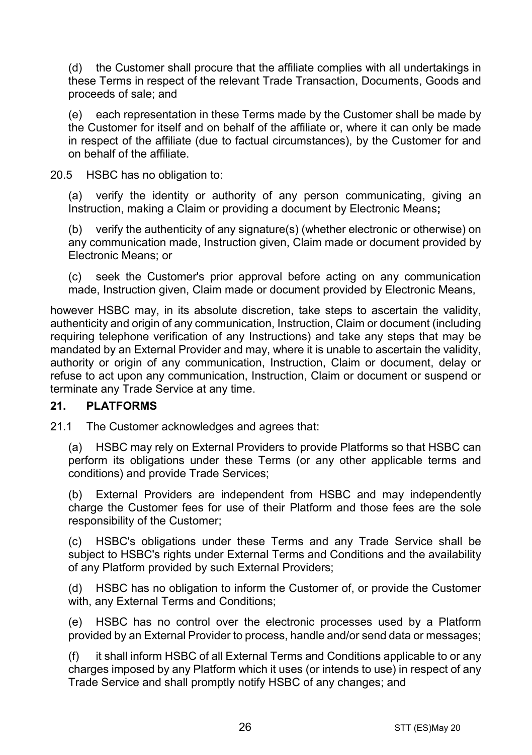(d) the Customer shall procure that the affiliate complies with all undertakings in these Terms in respect of the relevant Trade Transaction, Documents, Goods and proceeds of sale; and

(e) each representation in these Terms made by the Customer shall be made by the Customer for itself and on behalf of the affiliate or, where it can only be made in respect of the affiliate (due to factual circumstances), by the Customer for and on behalf of the affiliate.

20.5 HSBC has no obligation to:

(a) verify the identity or authority of any person communicating, giving an Instruction, making a Claim or providing a document by Electronic Means**;**

(b) verify the authenticity of any signature(s) (whether electronic or otherwise) on any communication made, Instruction given, Claim made or document provided by Electronic Means; or

(c) seek the Customer's prior approval before acting on any communication made, Instruction given, Claim made or document provided by Electronic Means,

however HSBC may, in its absolute discretion, take steps to ascertain the validity, authenticity and origin of any communication, Instruction, Claim or document (including requiring telephone verification of any Instructions) and take any steps that may be mandated by an External Provider and may, where it is unable to ascertain the validity, authority or origin of any communication, Instruction, Claim or document, delay or refuse to act upon any communication, Instruction, Claim or document or suspend or terminate any Trade Service at any time.

## 21. PLATFORMS

21.1 The Customer acknowledges and agrees that:

(a) HSBC may rely on External Providers to provide Platforms so that HSBC can perform its obligations under these Terms (or any other applicable terms and conditions) and provide Trade Services;

(b) External Providers are independent from HSBC and may independently charge the Customer fees for use of their Platform and those fees are the sole responsibility of the Customer;

(c) HSBC's obligations under these Terms and any Trade Service shall be subject to HSBC's rights under External Terms and Conditions and the availability of any Platform provided by such External Providers;

(d) HSBC has no obligation to inform the Customer of, or provide the Customer with, any External Terms and Conditions;

(e) HSBC has no control over the electronic processes used by a Platform provided by an External Provider to process, handle and/or send data or messages;

(f) it shall inform HSBC of all External Terms and Conditions applicable to or any charges imposed by any Platform which it uses (or intends to use) in respect of any Trade Service and shall promptly notify HSBC of any changes; and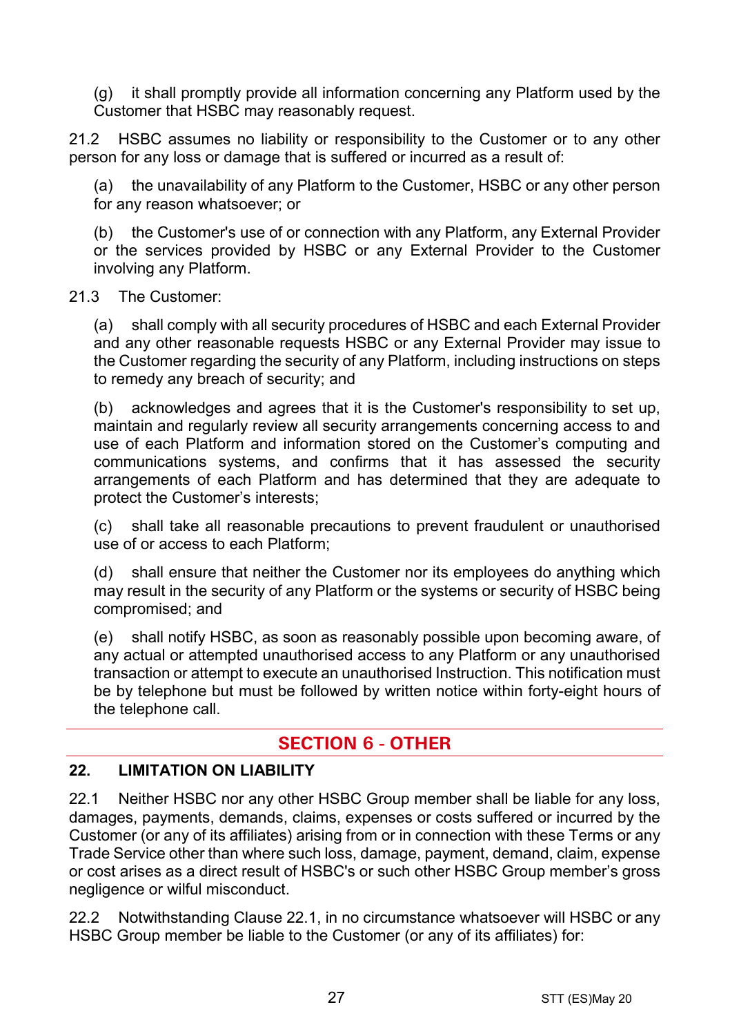(g) it shall promptly provide all information concerning any Platform used by the Customer that HSBC may reasonably request.

21.2 HSBC assumes no liability or responsibility to the Customer or to any other person for any loss or damage that is suffered or incurred as a result of:

(a) the unavailability of any Platform to the Customer, HSBC or any other person for any reason whatsoever; or

(b) the Customer's use of or connection with any Platform, any External Provider or the services provided by HSBC or any External Provider to the Customer involving any Platform.

21.3 The Customer:

(a) shall comply with all security procedures of HSBC and each External Provider and any other reasonable requests HSBC or any External Provider may issue to the Customer regarding the security of any Platform, including instructions on steps to remedy any breach of security; and

(b) acknowledges and agrees that it is the Customer's responsibility to set up, maintain and regularly review all security arrangements concerning access to and use of each Platform and information stored on the Customer's computing and communications systems, and confirms that it has assessed the security arrangements of each Platform and has determined that they are adequate to protect the Customer's interests;

(c) shall take all reasonable precautions to prevent fraudulent or unauthorised use of or access to each Platform;

(d) shall ensure that neither the Customer nor its employees do anything which may result in the security of any Platform or the systems or security of HSBC being compromised; and

(e) shall notify HSBC, as soon as reasonably possible upon becoming aware, of any actual or attempted unauthorised access to any Platform or any unauthorised transaction or attempt to execute an unauthorised Instruction. This notification must be by telephone but must be followed by written notice within forty-eight hours of the telephone call.

## SECTION 6 - OTHER

### 22. LIMITATION ON LIABILITY

22.1 Neither HSBC nor any other HSBC Group member shall be liable for any loss, damages, payments, demands, claims, expenses or costs suffered or incurred by the Customer (or any of its affiliates) arising from or in connection with these Terms or any Trade Service other than where such loss, damage, payment, demand, claim, expense or cost arises as a direct result of HSBC's or such other HSBC Group member's gross negligence or wilful misconduct.

22.2 Notwithstanding Clause 22.1, in no circumstance whatsoever will HSBC or any HSBC Group member be liable to the Customer (or any of its affiliates) for: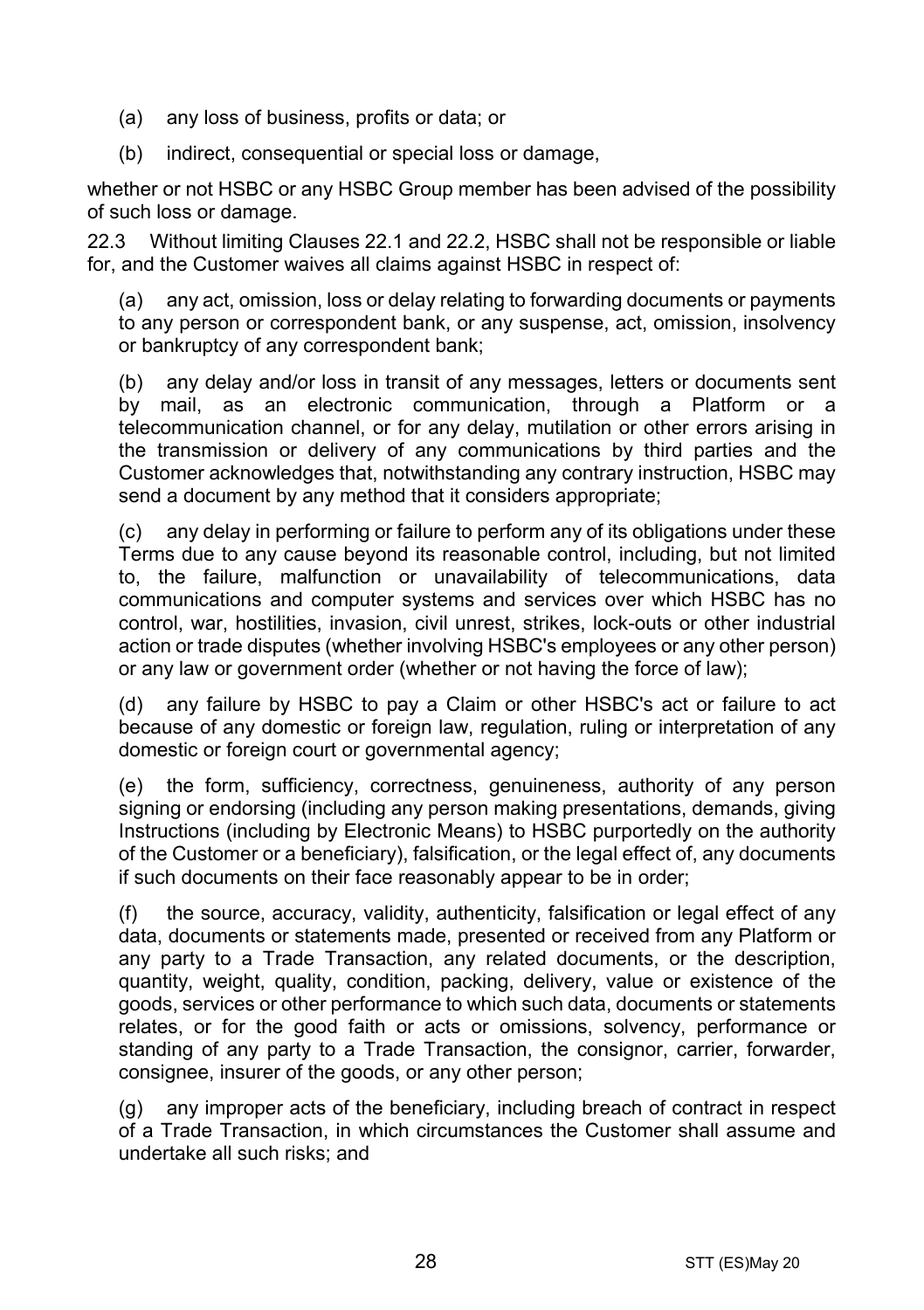(a) any loss of business, profits or data; or

(b) indirect, consequential or special loss or damage,

whether or not HSBC or any HSBC Group member has been advised of the possibility of such loss or damage.

22.3 Without limiting Clauses 22.1 and 22.2, HSBC shall not be responsible or liable for, and the Customer waives all claims against HSBC in respect of:

(a) any act, omission, loss or delay relating to forwarding documents or payments to any person or correspondent bank, or any suspense, act, omission, insolvency or bankruptcy of any correspondent bank;

(b) any delay and/or loss in transit of any messages, letters or documents sent by mail, as an electronic communication, through a Platform or a telecommunication channel, or for any delay, mutilation or other errors arising in the transmission or delivery of any communications by third parties and the Customer acknowledges that, notwithstanding any contrary instruction, HSBC may send a document by any method that it considers appropriate;

(c) any delay in performing or failure to perform any of its obligations under these Terms due to any cause beyond its reasonable control, including, but not limited to, the failure, malfunction or unavailability of telecommunications, data communications and computer systems and services over which HSBC has no control, war, hostilities, invasion, civil unrest, strikes, lock-outs or other industrial action or trade disputes (whether involving HSBC's employees or any other person) or any law or government order (whether or not having the force of law);

(d) any failure by HSBC to pay a Claim or other HSBC's act or failure to act because of any domestic or foreign law, regulation, ruling or interpretation of any domestic or foreign court or governmental agency;

(e) the form, sufficiency, correctness, genuineness, authority of any person signing or endorsing (including any person making presentations, demands, giving Instructions (including by Electronic Means) to HSBC purportedly on the authority of the Customer or a beneficiary), falsification, or the legal effect of, any documents if such documents on their face reasonably appear to be in order;

(f) the source, accuracy, validity, authenticity, falsification or legal effect of any data, documents or statements made, presented or received from any Platform or any party to a Trade Transaction, any related documents, or the description, quantity, weight, quality, condition, packing, delivery, value or existence of the goods, services or other performance to which such data, documents or statements relates, or for the good faith or acts or omissions, solvency, performance or standing of any party to a Trade Transaction, the consignor, carrier, forwarder, consignee, insurer of the goods, or any other person;

(g) any improper acts of the beneficiary, including breach of contract in respect of a Trade Transaction, in which circumstances the Customer shall assume and undertake all such risks; and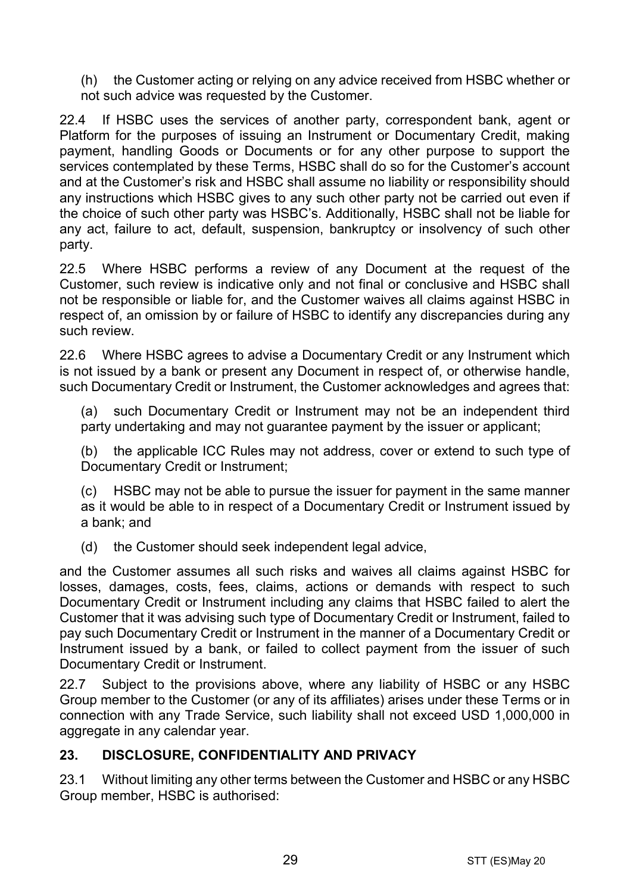(h) the Customer acting or relying on any advice received from HSBC whether or not such advice was requested by the Customer.

22.4 If HSBC uses the services of another party, correspondent bank, agent or Platform for the purposes of issuing an Instrument or Documentary Credit, making payment, handling Goods or Documents or for any other purpose to support the services contemplated by these Terms, HSBC shall do so for the Customer's account and at the Customer's risk and HSBC shall assume no liability or responsibility should any instructions which HSBC gives to any such other party not be carried out even if the choice of such other party was HSBC's. Additionally, HSBC shall not be liable for any act, failure to act, default, suspension, bankruptcy or insolvency of such other party.

22.5 Where HSBC performs a review of any Document at the request of the Customer, such review is indicative only and not final or conclusive and HSBC shall not be responsible or liable for, and the Customer waives all claims against HSBC in respect of, an omission by or failure of HSBC to identify any discrepancies during any such review.

22.6 Where HSBC agrees to advise a Documentary Credit or any Instrument which is not issued by a bank or present any Document in respect of, or otherwise handle, such Documentary Credit or Instrument, the Customer acknowledges and agrees that:

(a) such Documentary Credit or Instrument may not be an independent third party undertaking and may not guarantee payment by the issuer or applicant;

(b) the applicable ICC Rules may not address, cover or extend to such type of Documentary Credit or Instrument;

(c) HSBC may not be able to pursue the issuer for payment in the same manner as it would be able to in respect of a Documentary Credit or Instrument issued by a bank; and

(d) the Customer should seek independent legal advice,

and the Customer assumes all such risks and waives all claims against HSBC for losses, damages, costs, fees, claims, actions or demands with respect to such Documentary Credit or Instrument including any claims that HSBC failed to alert the Customer that it was advising such type of Documentary Credit or Instrument, failed to pay such Documentary Credit or Instrument in the manner of a Documentary Credit or Instrument issued by a bank, or failed to collect payment from the issuer of such Documentary Credit or Instrument.

22.7 Subject to the provisions above, where any liability of HSBC or any HSBC Group member to the Customer (or any of its affiliates) arises under these Terms or in connection with any Trade Service, such liability shall not exceed USD 1,000,000 in aggregate in any calendar year.

## 23. DISCLOSURE, CONFIDENTIALITY AND PRIVACY

23.1 Without limiting any other terms between the Customer and HSBC or any HSBC Group member, HSBC is authorised: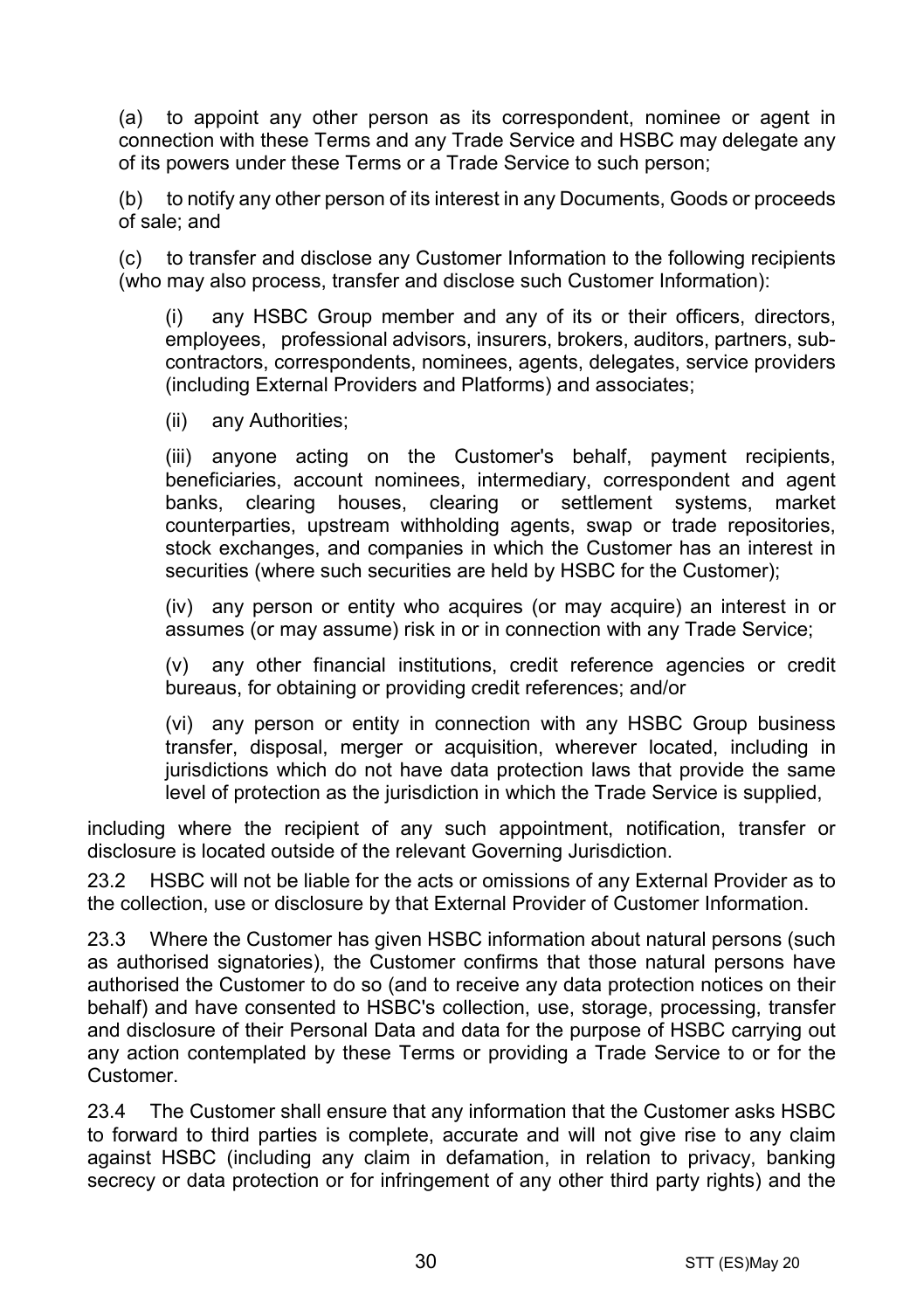(a) to appoint any other person as its correspondent, nominee or agent in connection with these Terms and any Trade Service and HSBC may delegate any of its powers under these Terms or a Trade Service to such person;

(b) to notify any other person of its interest in any Documents, Goods or proceeds of sale; and

(c) to transfer and disclose any Customer Information to the following recipients (who may also process, transfer and disclose such Customer Information):

(i) any HSBC Group member and any of its or their officers, directors, employees, professional advisors, insurers, brokers, auditors, partners, sub-contractors, correspondents, nominees, agents, delegates, service providers (including External Providers and Platforms) and associates;

(ii) any Authorities;

(iii) anyone acting on the Customer's behalf, payment recipients, beneficiaries, account nominees, intermediary, correspondent and agent banks, clearing houses, clearing or settlement systems, market counterparties, upstream withholding agents, swap or trade repositories, stock exchanges, and companies in which the Customer has an interest in securities (where such securities are held by HSBC for the Customer);

(iv) any person or entity who acquires (or may acquire) an interest in or assumes (or may assume) risk in or in connection with any Trade Service;

(v) any other financial institutions, credit reference agencies or credit bureaus, for obtaining or providing credit references; and/or

(vi) any person or entity in connection with any HSBC Group business transfer, disposal, merger or acquisition, wherever located, including in jurisdictions which do not have data protection laws that provide the same level of protection as the jurisdiction in which the Trade Service is supplied,

including where the recipient of any such appointment, notification, transfer or disclosure is located outside of the relevant Governing Jurisdiction.

23.2 HSBC will not be liable for the acts or omissions of any External Provider as to the collection, use or disclosure by that External Provider of Customer Information.

23.3 Where the Customer has given HSBC information about natural persons (such as authorised signatories), the Customer confirms that those natural persons have authorised the Customer to do so (and to receive any data protection notices on their behalf) and have consented to HSBC's collection, use, storage, processing, transfer and disclosure of their Personal Data and data for the purpose of HSBC carrying out any action contemplated by these Terms or providing a Trade Service to or for the Customer.

23.4 The Customer shall ensure that any information that the Customer asks HSBC to forward to third parties is complete, accurate and will not give rise to any claim against HSBC (including any claim in defamation, in relation to privacy, banking secrecy or data protection or for infringement of any other third party rights) and the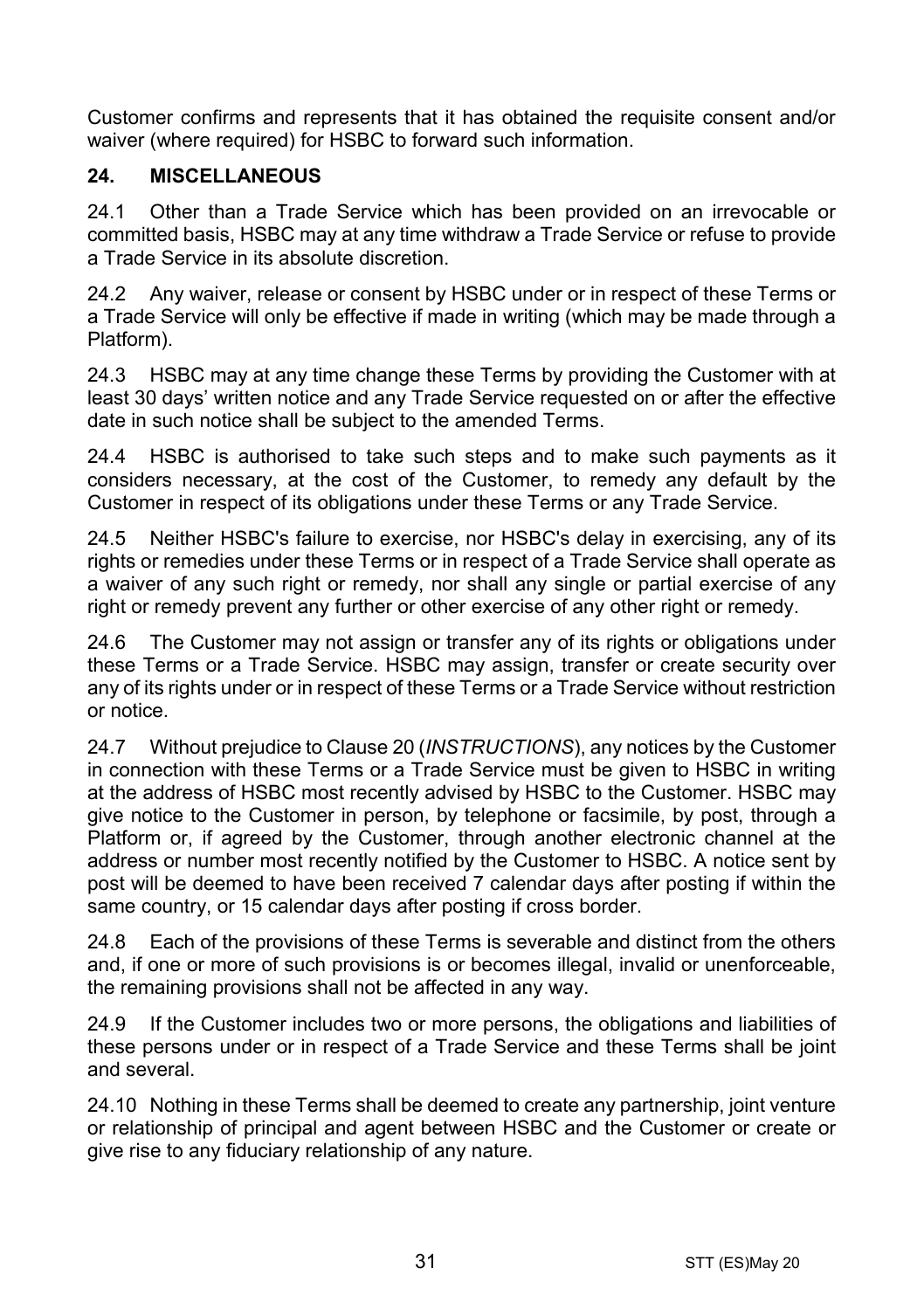Customer confirms and represents that it has obtained the requisite consent and/or waiver (where required) for HSBC to forward such information.

## 24. MISCELLANEOUS

24.1 Other than a Trade Service which has been provided on an irrevocable or committed basis, HSBC may at any time withdraw a Trade Service or refuse to provide a Trade Service in its absolute discretion.

24.2 Any waiver, release or consent by HSBC under or in respect of these Terms or a Trade Service will only be effective if made in writing (which may be made through a Platform).

24.3 HSBC may at any time change these Terms by providing the Customer with at least 30 days' written notice and any Trade Service requested on or after the effective date in such notice shall be subject to the amended Terms.

24.4 HSBC is authorised to take such steps and to make such payments as it considers necessary, at the cost of the Customer, to remedy any default by the Customer in respect of its obligations under these Terms or any Trade Service.

24.5 Neither HSBC's failure to exercise, nor HSBC's delay in exercising, any of its rights or remedies under these Terms or in respect of a Trade Service shall operate as a waiver of any such right or remedy, nor shall any single or partial exercise of any right or remedy prevent any further or other exercise of any other right or remedy.

24.6 The Customer may not assign or transfer any of its rights or obligations under these Terms or a Trade Service. HSBC may assign, transfer or create security over any of its rights under or in respect of these Terms or a Trade Service without restriction or notice.

24.7 Without prejudice to Clause 20 (*INSTRUCTIONS*), any notices by the Customer in connection with these Terms or a Trade Service must be given to HSBC in writing at the address of HSBC most recently advised by HSBC to the Customer. HSBC may give notice to the Customer in person, by telephone or facsimile, by post, through a Platform or, if agreed by the Customer, through another electronic channel at the address or number most recently notified by the Customer to HSBC. A notice sent by post will be deemed to have been received 7 calendar days after posting if within the same country, or 15 calendar days after posting if cross border.

24.8 Each of the provisions of these Terms is severable and distinct from the others and, if one or more of such provisions is or becomes illegal, invalid or unenforceable, the remaining provisions shall not be affected in any way.

24.9 If the Customer includes two or more persons, the obligations and liabilities of these persons under or in respect of a Trade Service and these Terms shall be joint and several.

24.10 Nothing in these Terms shall be deemed to create any partnership, joint venture or relationship of principal and agent between HSBC and the Customer or create or give rise to any fiduciary relationship of any nature.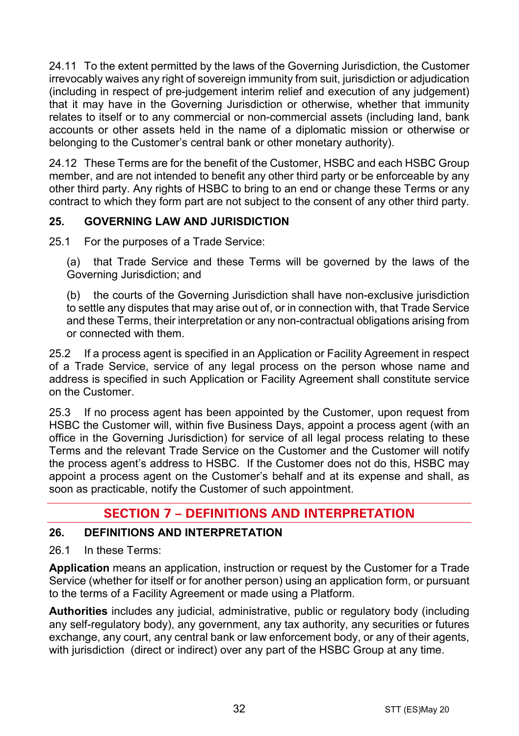24.11 To the extent permitted by the laws of the Governing Jurisdiction, the Customer irrevocably waives any right of sovereign immunity from suit, jurisdiction or adjudication (including in respect of pre-judgement interim relief and execution of any judgement) that it may have in the Governing Jurisdiction or otherwise, whether that immunity relates to itself or to any commercial or non-commercial assets (including land, bank accounts or other assets held in the name of a diplomatic mission or otherwise or belonging to the Customer's central bank or other monetary authority).

24.12 These Terms are for the benefit of the Customer, HSBC and each HSBC Group member, and are not intended to benefit any other third party or be enforceable by any other third party. Any rights of HSBC to bring to an end or change these Terms or any contract to which they form part are not subject to the consent of any other third party.

### 25. GOVERNING LAW AND JURISDICTION

25.1 For the purposes of a Trade Service:

(a) that Trade Service and these Terms will be governed by the laws of the Governing Jurisdiction; and

(b) the courts of the Governing Jurisdiction shall have non-exclusive jurisdiction to settle any disputes that may arise out of, or in connection with, that Trade Service and these Terms, their interpretation or any non-contractual obligations arising from or connected with them.

25.2 If a process agent is specified in an Application or Facility Agreement in respect of a Trade Service, service of any legal process on the person whose name and address is specified in such Application or Facility Agreement shall constitute service on the Customer.

25.3 If no process agent has been appointed by the Customer, upon request from HSBC the Customer will, within five Business Days, appoint a process agent (with an office in the Governing Jurisdiction) for service of all legal process relating to these Terms and the relevant Trade Service on the Customer and the Customer will notify the process agent's address to HSBC. If the Customer does not do this, HSBC may appoint a process agent on the Customer's behalf and at its expense and shall, as soon as practicable, notify the Customer of such appointment.

## SECTION 7 – DEFINITIONS AND INTERPRETATION

### 26. DEFINITIONS AND INTERPRETATION

26.1 In these Terms:

**Application** means an application, instruction or request by the Customer for a Trade Service (whether for itself or for another person) using an application form, or pursuant to the terms of a Facility Agreement or made using a Platform.

**Authorities** includes any judicial, administrative, public or regulatory body (including any self-regulatory body), any government, any tax authority, any securities or futures exchange, any court, any central bank or law enforcement body, or any of their agents, with jurisdiction (direct or indirect) over any part of the HSBC Group at any time.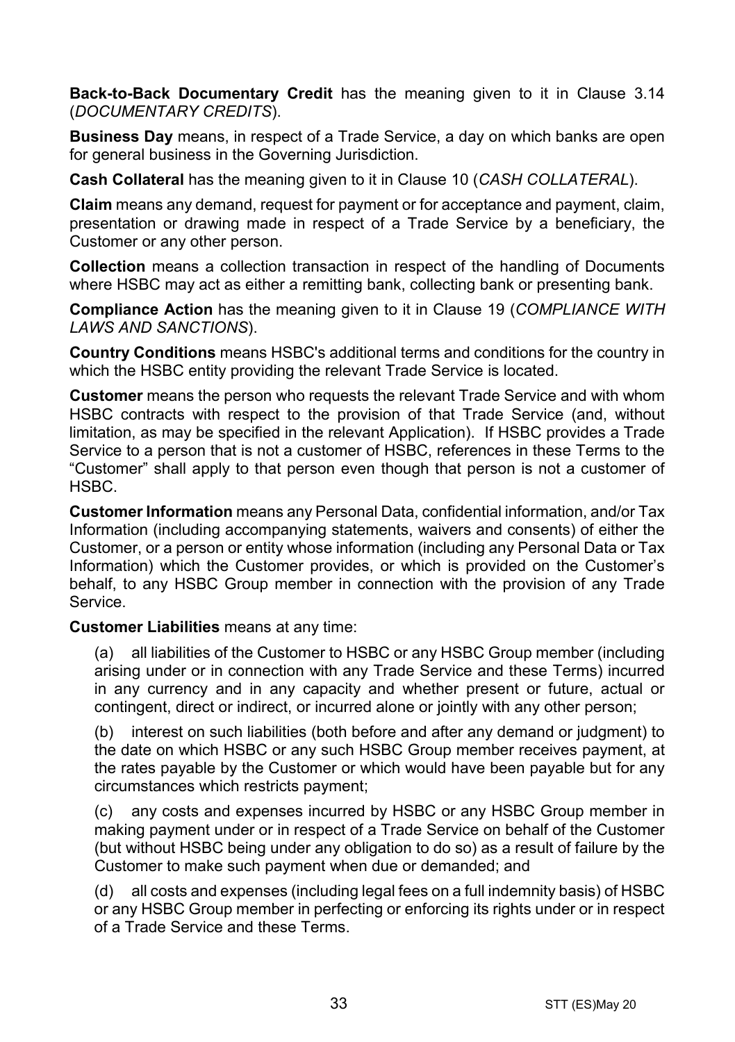**Back-to-Back Documentary Credit** has the meaning given to it in Clause 3.14 (*DOCUMENTARY CREDITS*).

**Business Day** means, in respect of a Trade Service, a day on which banks are open for general business in the Governing Jurisdiction.

**Cash Collateral** has the meaning given to it in Clause 10 (*CASH COLLATERAL*).

**Claim** means any demand, request for payment or for acceptance and payment, claim, presentation or drawing made in respect of a Trade Service by a beneficiary, the Customer or any other person.

**Collection** means a collection transaction in respect of the handling of Documents where HSBC may act as either a remitting bank, collecting bank or presenting bank.

**Compliance Action** has the meaning given to it in Clause 19 (*COMPLIANCE WITH LAWS AND SANCTIONS*).

**Country Conditions** means HSBC's additional terms and conditions for the country in which the HSBC entity providing the relevant Trade Service is located.

**Customer** means the person who requests the relevant Trade Service and with whom HSBC contracts with respect to the provision of that Trade Service (and, without limitation, as may be specified in the relevant Application). If HSBC provides a Trade Service to a person that is not a customer of HSBC, references in these Terms to the "Customer" shall apply to that person even though that person is not a customer of HSBC.

**Customer Information** means any Personal Data, confidential information, and/or Tax Information (including accompanying statements, waivers and consents) of either the Customer, or a person or entity whose information (including any Personal Data or Tax Information) which the Customer provides, or which is provided on the Customer's behalf, to any HSBC Group member in connection with the provision of any Trade Service.

**Customer Liabilities** means at any time:

(a) all liabilities of the Customer to HSBC or any HSBC Group member (including arising under or in connection with any Trade Service and these Terms) incurred in any currency and in any capacity and whether present or future, actual or contingent, direct or indirect, or incurred alone or jointly with any other person;

(b) interest on such liabilities (both before and after any demand or judgment) to the date on which HSBC or any such HSBC Group member receives payment, at the rates payable by the Customer or which would have been payable but for any circumstances which restricts payment;

(c) any costs and expenses incurred by HSBC or any HSBC Group member in making payment under or in respect of a Trade Service on behalf of the Customer (but without HSBC being under any obligation to do so) as a result of failure by the Customer to make such payment when due or demanded; and

(d) all costs and expenses (including legal fees on a full indemnity basis) of HSBC or any HSBC Group member in perfecting or enforcing its rights under or in respect of a Trade Service and these Terms.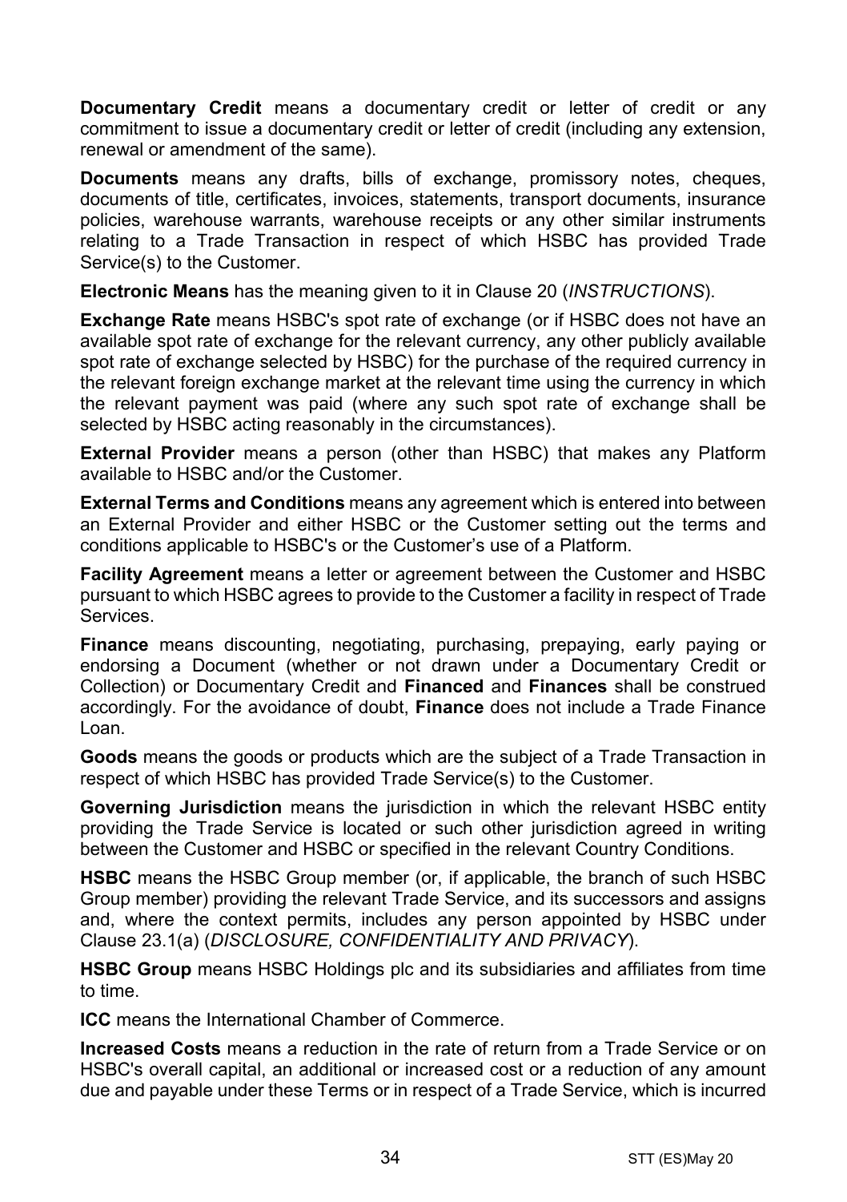**Documentary Credit** means a documentary credit or letter of credit or any commitment to issue a documentary credit or letter of credit (including any extension, renewal or amendment of the same).

**Documents** means any drafts, bills of exchange, promissory notes, cheques, documents of title, certificates, invoices, statements, transport documents, insurance policies, warehouse warrants, warehouse receipts or any other similar instruments relating to a Trade Transaction in respect of which HSBC has provided Trade Service(s) to the Customer.

**Electronic Means** has the meaning given to it in Clause 20 (*INSTRUCTIONS*).

**Exchange Rate** means HSBC's spot rate of exchange (or if HSBC does not have an available spot rate of exchange for the relevant currency, any other publicly available spot rate of exchange selected by HSBC) for the purchase of the required currency in the relevant foreign exchange market at the relevant time using the currency in which the relevant payment was paid (where any such spot rate of exchange shall be selected by HSBC acting reasonably in the circumstances).

**External Provider** means a person (other than HSBC) that makes any Platform available to HSBC and/or the Customer.

**External Terms and Conditions** means any agreement which is entered into between an External Provider and either HSBC or the Customer setting out the terms and conditions applicable to HSBC's or the Customer's use of a Platform.

**Facility Agreement** means a letter or agreement between the Customer and HSBC pursuant to which HSBC agrees to provide to the Customer a facility in respect of Trade Services.

**Finance** means discounting, negotiating, purchasing, prepaying, early paying or endorsing a Document (whether or not drawn under a Documentary Credit or Collection) or Documentary Credit and **Financed** and **Finances** shall be construed accordingly. For the avoidance of doubt, **Finance** does not include a Trade Finance Loan.

**Goods** means the goods or products which are the subject of a Trade Transaction in respect of which HSBC has provided Trade Service(s) to the Customer.

**Governing Jurisdiction** means the jurisdiction in which the relevant HSBC entity providing the Trade Service is located or such other jurisdiction agreed in writing between the Customer and HSBC or specified in the relevant Country Conditions.

**HSBC** means the HSBC Group member (or, if applicable, the branch of such HSBC Group member) providing the relevant Trade Service, and its successors and assigns and, where the context permits, includes any person appointed by HSBC under Clause 23.1(a) (*DISCLOSURE, CONFIDENTIALITY AND PRIVACY*).

**HSBC Group** means HSBC Holdings plc and its subsidiaries and affiliates from time to time.

**ICC** means the International Chamber of Commerce.

**Increased Costs** means a reduction in the rate of return from a Trade Service or on HSBC's overall capital, an additional or increased cost or a reduction of any amount due and payable under these Terms or in respect of a Trade Service, which is incurred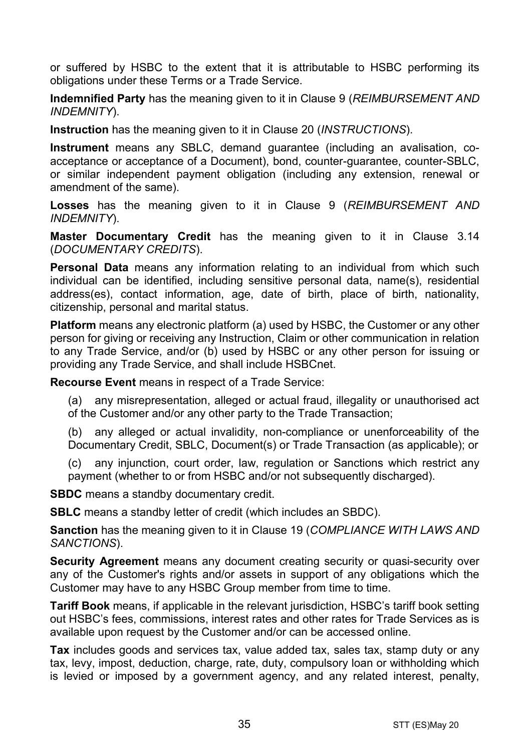or suffered by HSBC to the extent that it is attributable to HSBC performing its obligations under these Terms or a Trade Service.

**Indemnified Party** has the meaning given to it in Clause 9 (*REIMBURSEMENT AND INDEMNITY*).

**Instruction** has the meaning given to it in Clause 20 (*INSTRUCTIONS*).

**Instrument** means any SBLC, demand guarantee (including an avalisation, co-acceptance or acceptance of a Document), bond, counter-guarantee, counter-SBLC, or similar independent payment obligation (including any extension, renewal or amendment of the same).

**Losses** has the meaning given to it in Clause 9 (*REIMBURSEMENT AND INDEMNITY*).

**Master Documentary Credit** has the meaning given to it in Clause 3.14 (*DOCUMENTARY CREDITS*).

**Personal Data** means any information relating to an individual from which such individual can be identified, including sensitive personal data, name(s), residential address(es), contact information, age, date of birth, place of birth, nationality, citizenship, personal and marital status.

**Platform** means any electronic platform (a) used by HSBC, the Customer or any other person for giving or receiving any Instruction, Claim or other communication in relation to any Trade Service, and/or (b) used by HSBC or any other person for issuing or providing any Trade Service, and shall include HSBCnet.

**Recourse Event** means in respect of a Trade Service:

(a) any misrepresentation, alleged or actual fraud, illegality or unauthorised act of the Customer and/or any other party to the Trade Transaction;

(b) any alleged or actual invalidity, non-compliance or unenforceability of the Documentary Credit, SBLC, Document(s) or Trade Transaction (as applicable); or

(c) any injunction, court order, law, regulation or Sanctions which restrict any payment (whether to or from HSBC and/or not subsequently discharged).

**SBDC** means a standby documentary credit.

**SBLC** means a standby letter of credit (which includes an SBDC).

**Sanction** has the meaning given to it in Clause 19 (*COMPLIANCE WITH LAWS AND SANCTIONS*).

**Security Agreement** means any document creating security or quasi-security over any of the Customer's rights and/or assets in support of any obligations which the Customer may have to any HSBC Group member from time to time.

**Tariff Book** means, if applicable in the relevant jurisdiction, HSBC's tariff book setting out HSBC's fees, commissions, interest rates and other rates for Trade Services as is available upon request by the Customer and/or can be accessed online.

**Tax** includes goods and services tax, value added tax, sales tax, stamp duty or any tax, levy, impost, deduction, charge, rate, duty, compulsory loan or withholding which is levied or imposed by a government agency, and any related interest, penalty,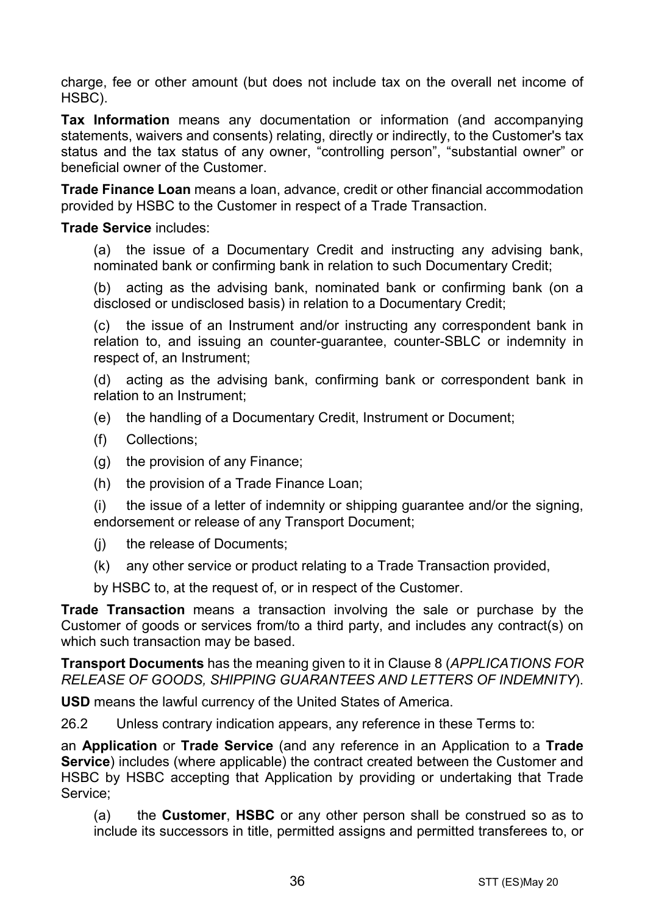charge, fee or other amount (but does not include tax on the overall net income of HSBC).

**Tax Information** means any documentation or information (and accompanying statements, waivers and consents) relating, directly or indirectly, to the Customer's tax status and the tax status of any owner, "controlling person", "substantial owner" or beneficial owner of the Customer.

**Trade Finance Loan** means a loan, advance, credit or other financial accommodation provided by HSBC to the Customer in respect of a Trade Transaction.

**Trade Service** includes:

(a) the issue of a Documentary Credit and instructing any advising bank, nominated bank or confirming bank in relation to such Documentary Credit;

(b) acting as the advising bank, nominated bank or confirming bank (on a disclosed or undisclosed basis) in relation to a Documentary Credit;

(c) the issue of an Instrument and/or instructing any correspondent bank in relation to, and issuing an counter-guarantee, counter-SBLC or indemnity in respect of, an Instrument;

(d) acting as the advising bank, confirming bank or correspondent bank in relation to an Instrument;

(e) the handling of a Documentary Credit, Instrument or Document;

(f) Collections;

(g) the provision of any Finance;

(h) the provision of a Trade Finance Loan;

(i) the issue of a letter of indemnity or shipping guarantee and/or the signing, endorsement or release of any Transport Document;

(j) the release of Documents;

(k) any other service or product relating to a Trade Transaction provided,

by HSBC to, at the request of, or in respect of the Customer.

**Trade Transaction** means a transaction involving the sale or purchase by the Customer of goods or services from/to a third party, and includes any contract(s) on which such transaction may be based.

**Transport Documents** has the meaning given to it in Clause 8 (*APPLICATIONS FOR RELEASE OF GOODS, SHIPPING GUARANTEES AND LETTERS OF INDEMNITY*).

**USD** means the lawful currency of the United States of America.

26.2 Unless contrary indication appears, any reference in these Terms to:

an **Application** or **Trade Service** (and any reference in an Application to a **Trade Service**) includes (where applicable) the contract created between the Customer and HSBC by HSBC accepting that Application by providing or undertaking that Trade Service;

(a) the **Customer**, **HSBC** or any other person shall be construed so as to include its successors in title, permitted assigns and permitted transferees to, or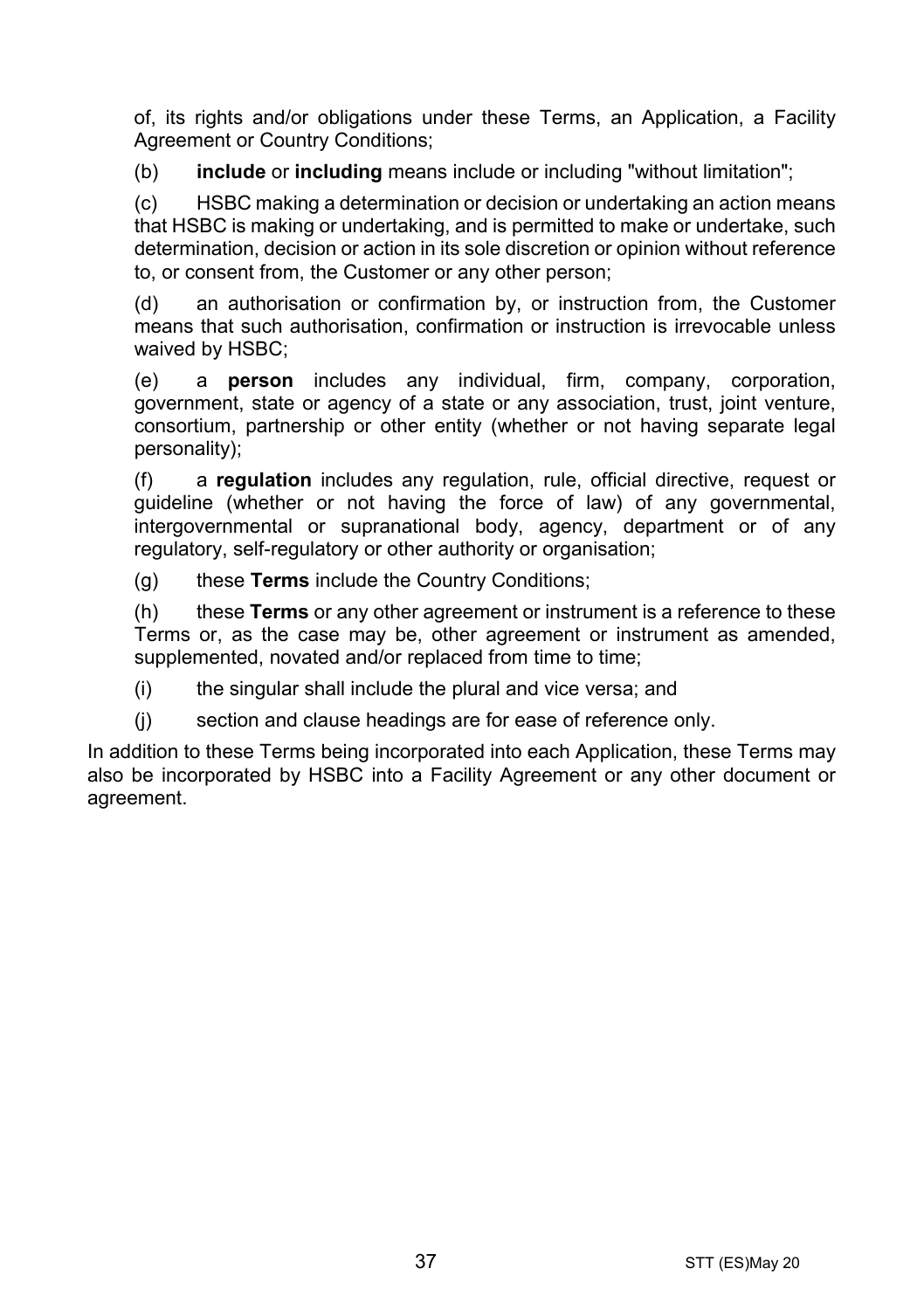of, its rights and/or obligations under these Terms, an Application, a Facility Agreement or Country Conditions;

(b) **include** or **including** means include or including "without limitation";

(c) HSBC making a determination or decision or undertaking an action means that HSBC is making or undertaking, and is permitted to make or undertake, such determination, decision or action in its sole discretion or opinion without reference to, or consent from, the Customer or any other person;

(d) an authorisation or confirmation by, or instruction from, the Customer means that such authorisation, confirmation or instruction is irrevocable unless waived by HSBC;

(e) a **person** includes any individual, firm, company, corporation, government, state or agency of a state or any association, trust, joint venture, consortium, partnership or other entity (whether or not having separate legal personality);

(f) a **regulation** includes any regulation, rule, official directive, request or guideline (whether or not having the force of law) of any governmental, intergovernmental or supranational body, agency, department or of any regulatory, self-regulatory or other authority or organisation;

(g) these **Terms** include the Country Conditions;

(h) these **Terms** or any other agreement or instrument is a reference to these Terms or, as the case may be, other agreement or instrument as amended, supplemented, novated and/or replaced from time to time;

(i) the singular shall include the plural and vice versa; and

(j) section and clause headings are for ease of reference only.

In addition to these Terms being incorporated into each Application, these Terms may also be incorporated by HSBC into a Facility Agreement or any other document or agreement.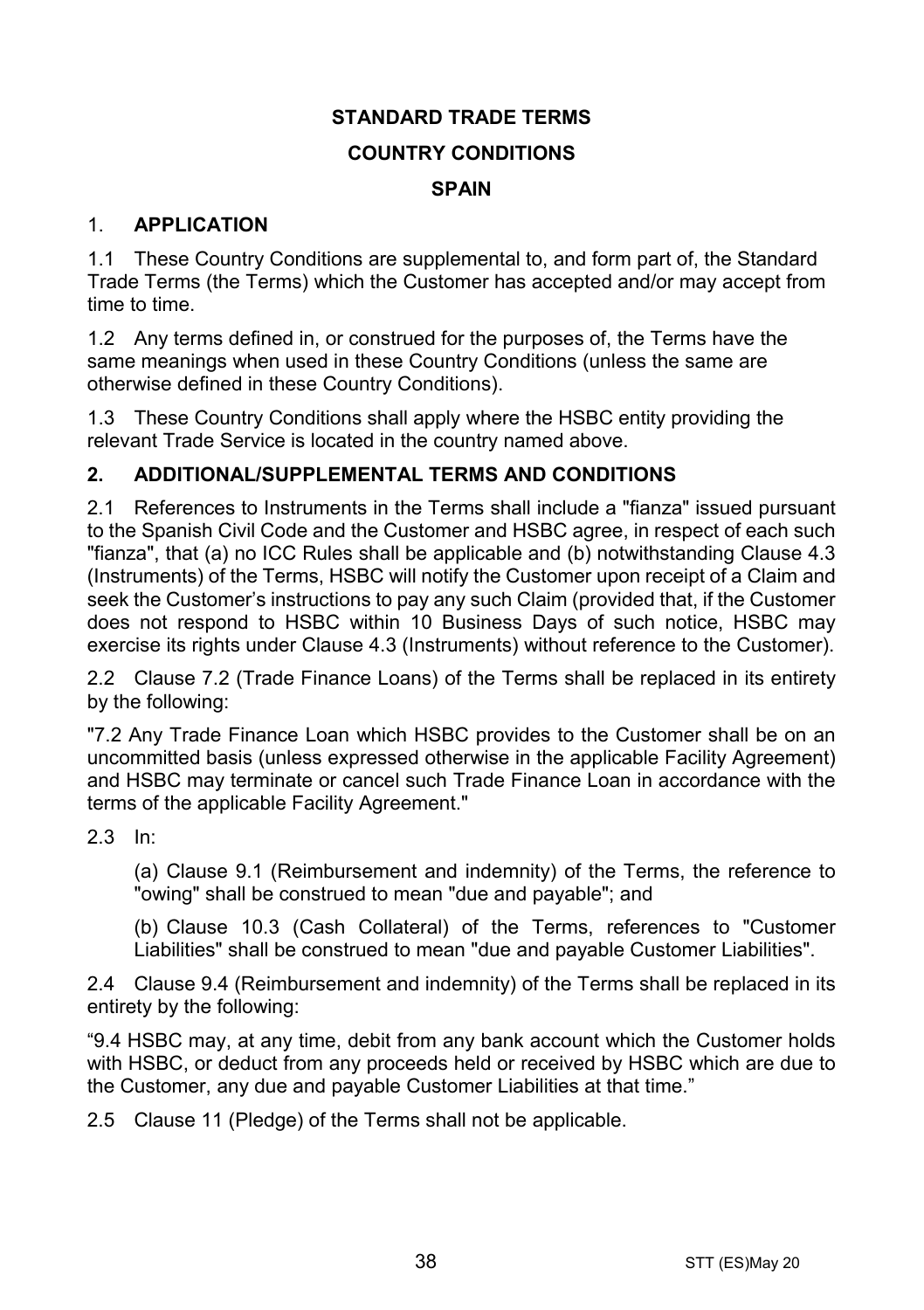# STANDARD TRADE TERMS

## COUNTRY CONDITIONS

## SPAIN

1. **APPLICATION**

1.1 These Country Conditions are supplemental to, and form part of, the Standard Trade Terms (the Terms) which the Customer has accepted and/or may accept from time to time.

1.2 Any terms defined in, or construed for the purposes of, the Terms have the same meanings when used in these Country Conditions (unless the same are otherwise defined in these Country Conditions).

1.3 These Country Conditions shall apply where the HSBC entity providing the relevant Trade Service is located in the country named above.

**2. ADDITIONAL/SUPPLEMENTAL TERMS AND CONDITIONS**

2.1 References to Instruments in the Terms shall include a "fianza" issued pursuant to the Spanish Civil Code and the Customer and HSBC agree, in respect of each such "fianza", that (a) no ICC Rules shall be applicable and (b) notwithstanding Clause 4.3 (Instruments) of the Terms, HSBC will notify the Customer upon receipt of a Claim and seek the Customer's instructions to pay any such Claim (provided that, if the Customer does not respond to HSBC within 10 Business Days of such notice, HSBC may exercise its rights under Clause 4.3 (Instruments) without reference to the Customer).

2.2 Clause 7.2 (Trade Finance Loans) of the Terms shall be replaced in its entirety by the following:

"7.2 Any Trade Finance Loan which HSBC provides to the Customer shall be on an uncommitted basis (unless expressed otherwise in the applicable Facility Agreement) and HSBC may terminate or cancel such Trade Finance Loan in accordance with the terms of the applicable Facility Agreement."

2.3 In:

(a) Clause 9.1 (Reimbursement and indemnity) of the Terms, the reference to "owing" shall be construed to mean "due and payable"; and

(b) Clause 10.3 (Cash Collateral) of the Terms, references to "Customer Liabilities" shall be construed to mean "due and payable Customer Liabilities".

2.4 Clause 9.4 (Reimbursement and indemnity) of the Terms shall be replaced in its entirety by the following:

"9.4 HSBC may, at any time, debit from any bank account which the Customer holds with HSBC, or deduct from any proceeds held or received by HSBC which are due to the Customer, any due and payable Customer Liabilities at that time."

2.5 Clause 11 (Pledge) of the Terms shall not be applicable.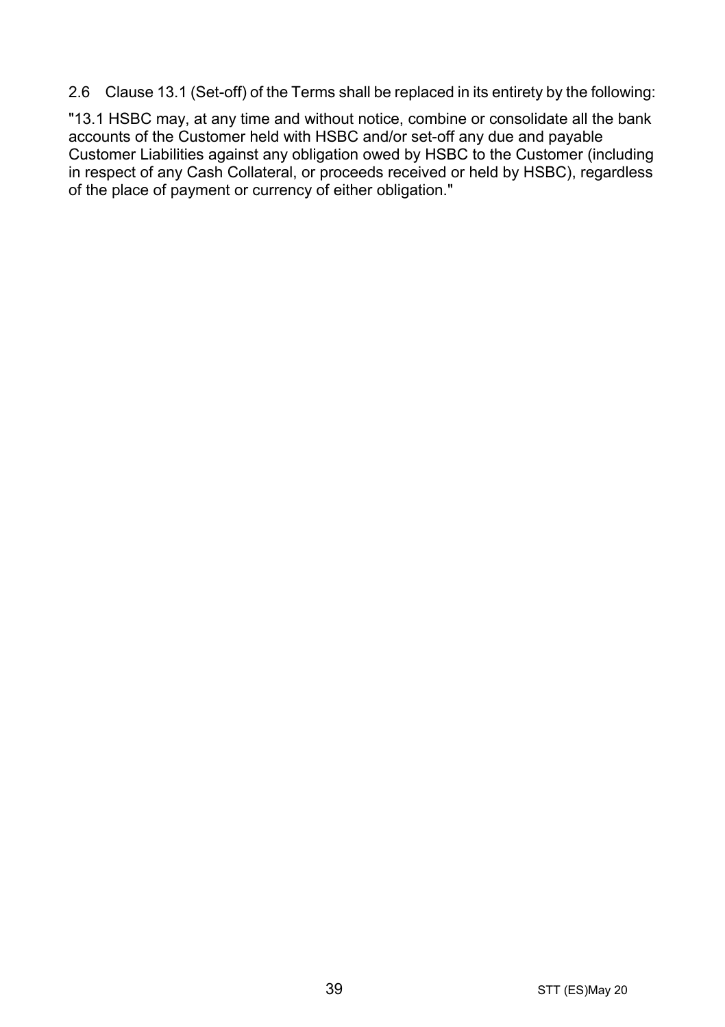2.6 Clause 13.1 (Set-off) of the Terms shall be replaced in its entirety by the following:

"13.1 HSBC may, at any time and without notice, combine or consolidate all the bank accounts of the Customer held with HSBC and/or set-off any due and payable Customer Liabilities against any obligation owed by HSBC to the Customer (including in respect of any Cash Collateral, or proceeds received or held by HSBC), regardless of the place of payment or currency of either obligation."